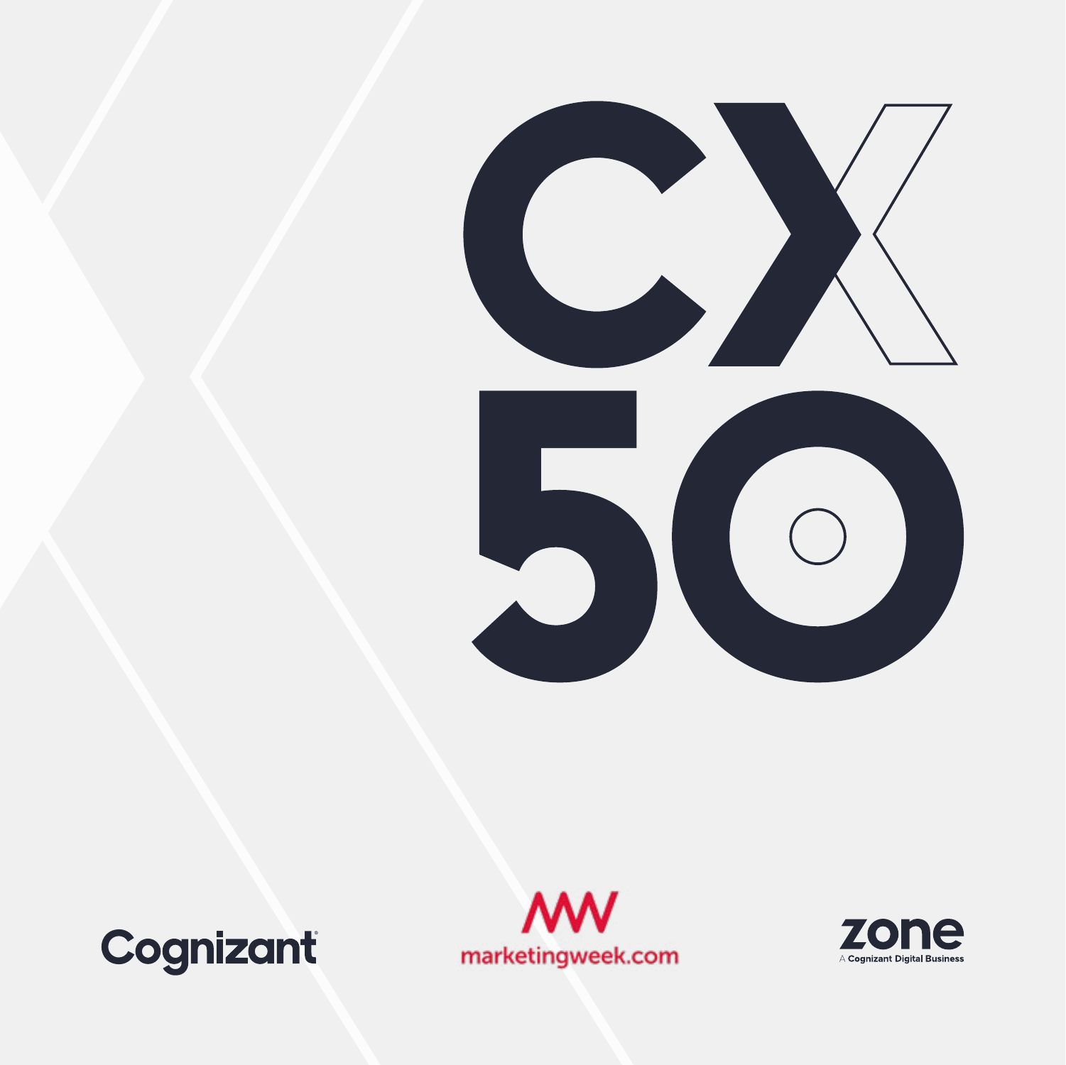# CX 50

Cognizant

marketingweek.com

zone

A Cognizant Digital Business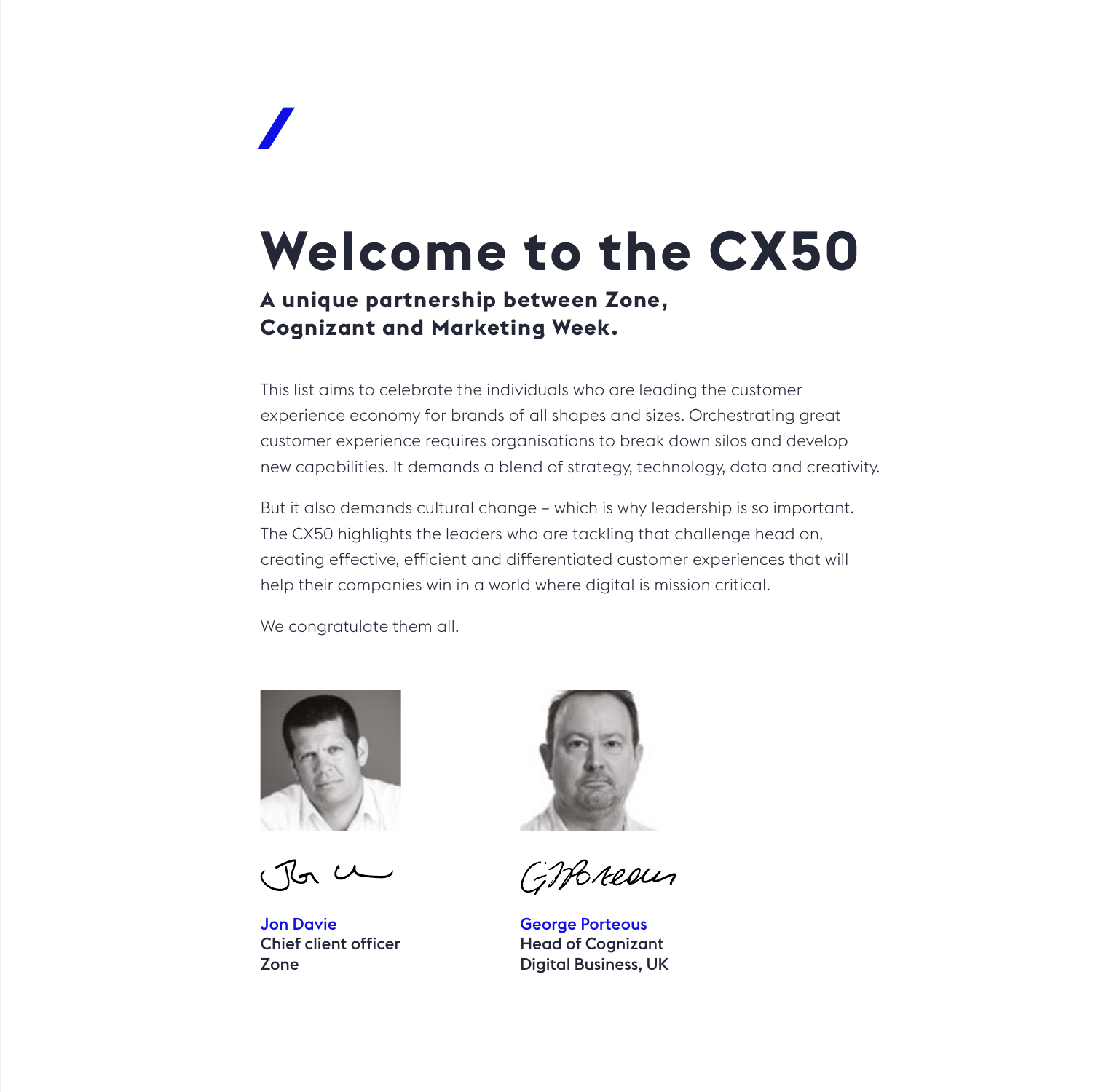# Welcome to the CX50

### A unique partnership between Zone, Cognizant and Marketing Week.

This list aims to celebrate the individuals who are leading the customer experience economy for brands of all shapes and sizes. Orchestrating great customer experience requires organisations to break down silos and develop new capabilities. It demands a blend of strategy, technology, data and creativity.

But it also demands cultural change – which is why leadership is so important. The CX50 highlights the leaders who are tackling that challenge head on, creating effective, efficient and differentiated customer experiences that will help their companies win in a world where digital is mission critical.

We congratulate them all.

**Jon Davie**
Chief client officer
Zone

**George Porteous**
Head of Cognizant
Digital Business, UK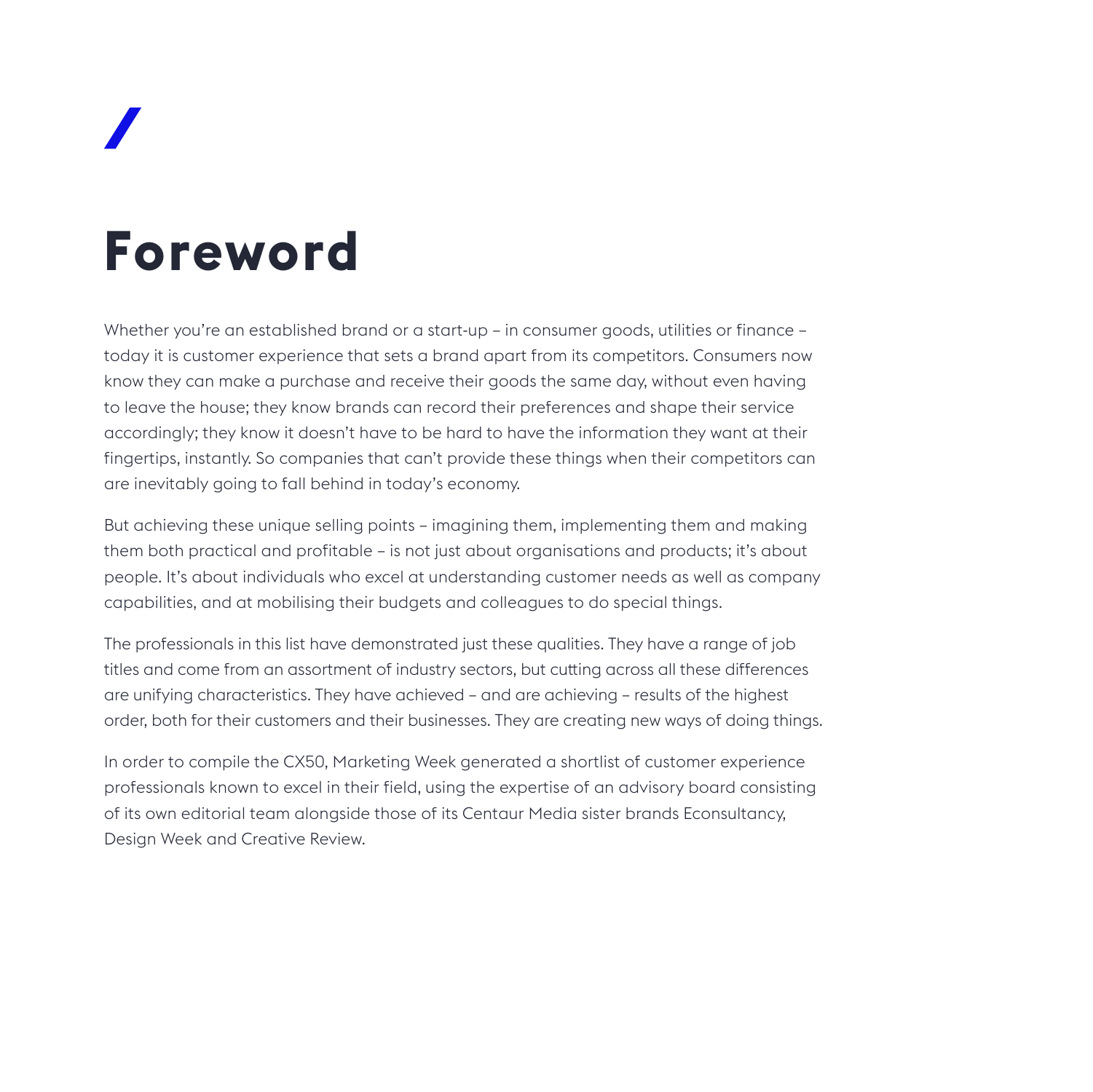# Foreword

Whether you're an established brand or a start-up – in consumer goods, utilities or finance – today it is customer experience that sets a brand apart from its competitors. Consumers now know they can make a purchase and receive their goods the same day, without even having to leave the house; they know brands can record their preferences and shape their service accordingly; they know it doesn't have to be hard to have the information they want at their fingertips, instantly. So companies that can't provide these things when their competitors can are inevitably going to fall behind in today's economy.

But achieving these unique selling points – imagining them, implementing them and making them both practical and profitable – is not just about organisations and products; it's about people. It's about individuals who excel at understanding customer needs as well as company capabilities, and at mobilising their budgets and colleagues to do special things.

The professionals in this list have demonstrated just these qualities. They have a range of job titles and come from an assortment of industry sectors, but cutting across all these differences are unifying characteristics. They have achieved – and are achieving – results of the highest order, both for their customers and their businesses. They are creating new ways of doing things.

In order to compile the CX50, Marketing Week generated a shortlist of customer experience professionals known to excel in their field, using the expertise of an advisory board consisting of its own editorial team alongside those of its Centaur Media sister brands Econsultancy, Design Week and Creative Review.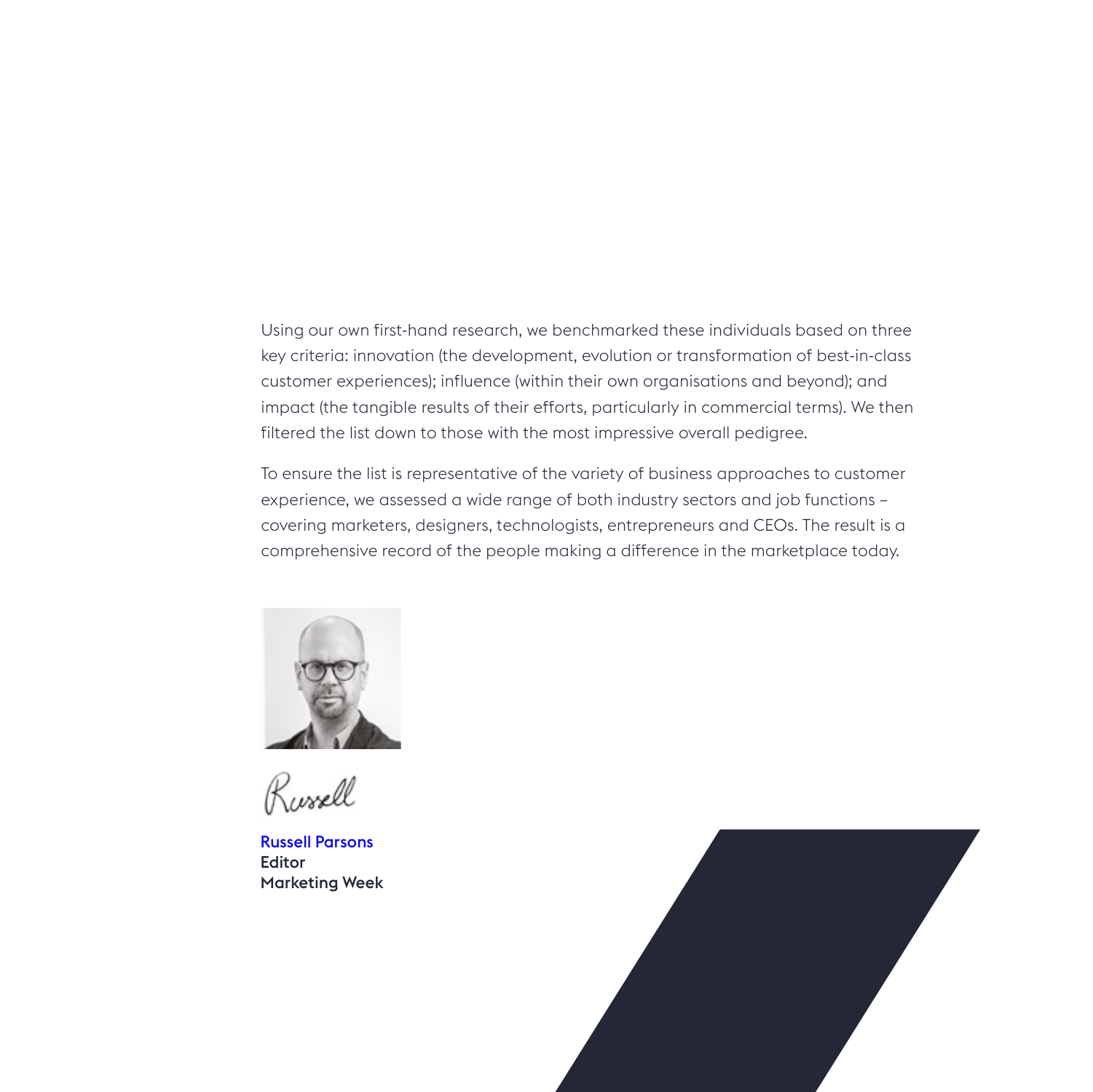Using our own first-hand research, we benchmarked these individuals based on three key criteria: innovation (the development, evolution or transformation of best-in-class customer experiences); influence (within their own organisations and beyond); and impact (the tangible results of their efforts, particularly in commercial terms). We then filtered the list down to those with the most impressive overall pedigree.

To ensure the list is representative of the variety of business approaches to customer experience, we assessed a wide range of both industry sectors and job functions – covering marketers, designers, technologists, entrepreneurs and CEOs. The result is a comprehensive record of the people making a difference in the marketplace today.

Russell

**Russell Parsons**
**Editor**
**Marketing Week**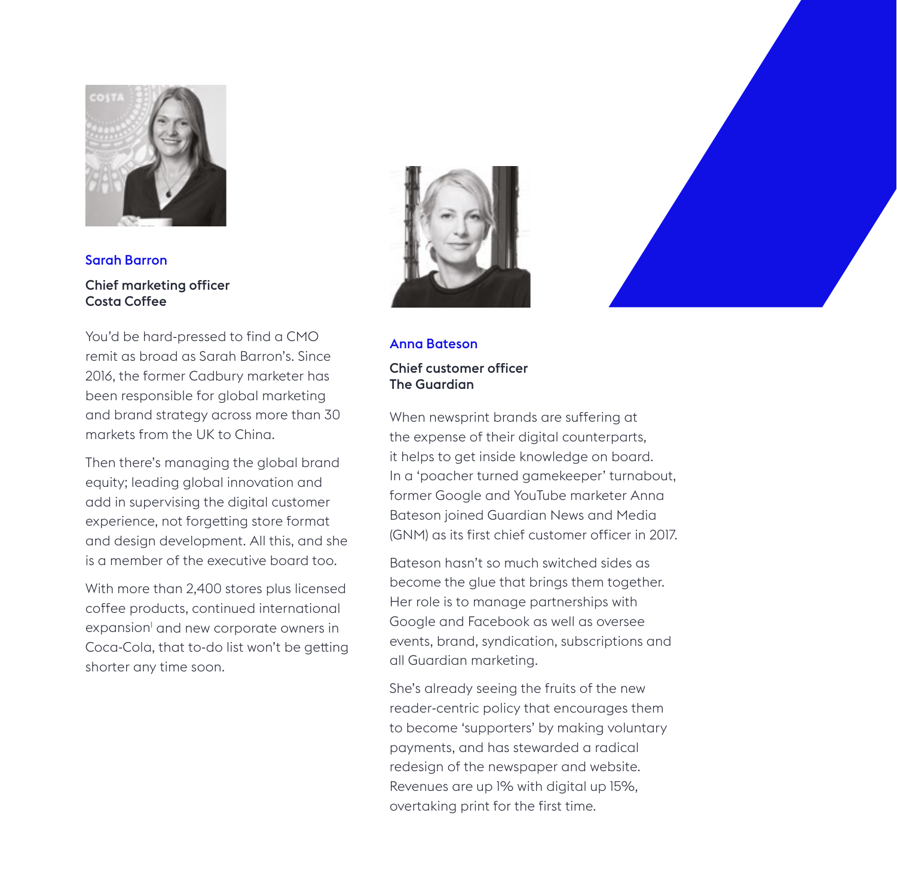### Sarah Barron

**Chief marketing officer**
**Costa Coffee**

You'd be hard-pressed to find a CMO remit as broad as Sarah Barron's. Since 2016, the former Cadbury marketer has been responsible for global marketing and brand strategy across more than 30 markets from the UK to China.

Then there's managing the global brand equity; leading global innovation and add in supervising the digital customer experience, not forgetting store format and design development. All this, and she is a member of the executive board too.

With more than 2,400 stores plus licensed coffee products, continued international expansion[i] and new corporate owners in Coca-Cola, that to-do list won't be getting shorter any time soon.

### Anna Bateson

**Chief customer officer**
**The Guardian**

When newsprint brands are suffering at the expense of their digital counterparts, it helps to get inside knowledge on board. In a 'poacher turned gamekeeper' turnabout, former Google and YouTube marketer Anna Bateson joined Guardian News and Media (GNM) as its first chief customer officer in 2017.

Bateson hasn't so much switched sides as become the glue that brings them together. Her role is to manage partnerships with Google and Facebook as well as oversee events, brand, syndication, subscriptions and all Guardian marketing.

She's already seeing the fruits of the new reader-centric policy that encourages them to become 'supporters' by making voluntary payments, and has stewarded a radical redesign of the newspaper and website. Revenues are up 1% with digital up 15%, overtaking print for the first time.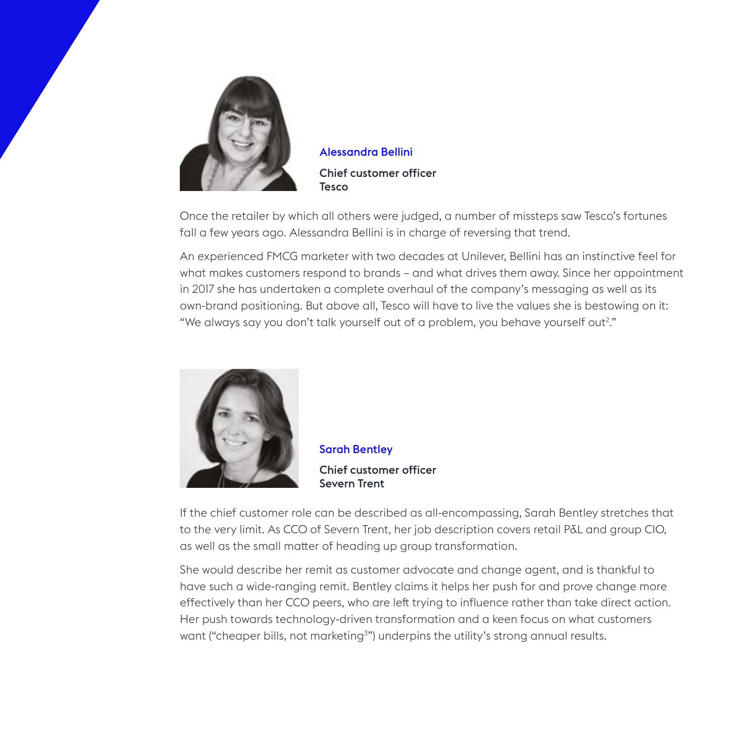### Alessandra Bellini

**Chief customer officer**
**Tesco**

Once the retailer by which all others were judged, a number of missteps saw Tesco's fortunes fall a few years ago. Alessandra Bellini is in charge of reversing that trend.

An experienced FMCG marketer with two decades at Unilever, Bellini has an instinctive feel for what makes customers respond to brands – and what drives them away. Since her appointment in 2017 she has undertaken a complete overhaul of the company's messaging as well as its own-brand positioning. But above all, Tesco will have to live the values she is bestowing on it: "We always say you don't talk yourself out of a problem, you behave yourself out[2]."

### Sarah Bentley

**Chief customer officer**
**Severn Trent**

If the chief customer role can be described as all-encompassing, Sarah Bentley stretches that to the very limit. As CCO of Severn Trent, her job description covers retail P&L and group CIO, as well as the small matter of heading up group transformation.

She would describe her remit as customer advocate and change agent, and is thankful to have such a wide-ranging remit. Bentley claims it helps her push for and prove change more effectively than her CCO peers, who are left trying to influence rather than take direct action. Her push towards technology-driven transformation and a keen focus on what customers want ("cheaper bills, not marketing[3]") underpins the utility's strong annual results.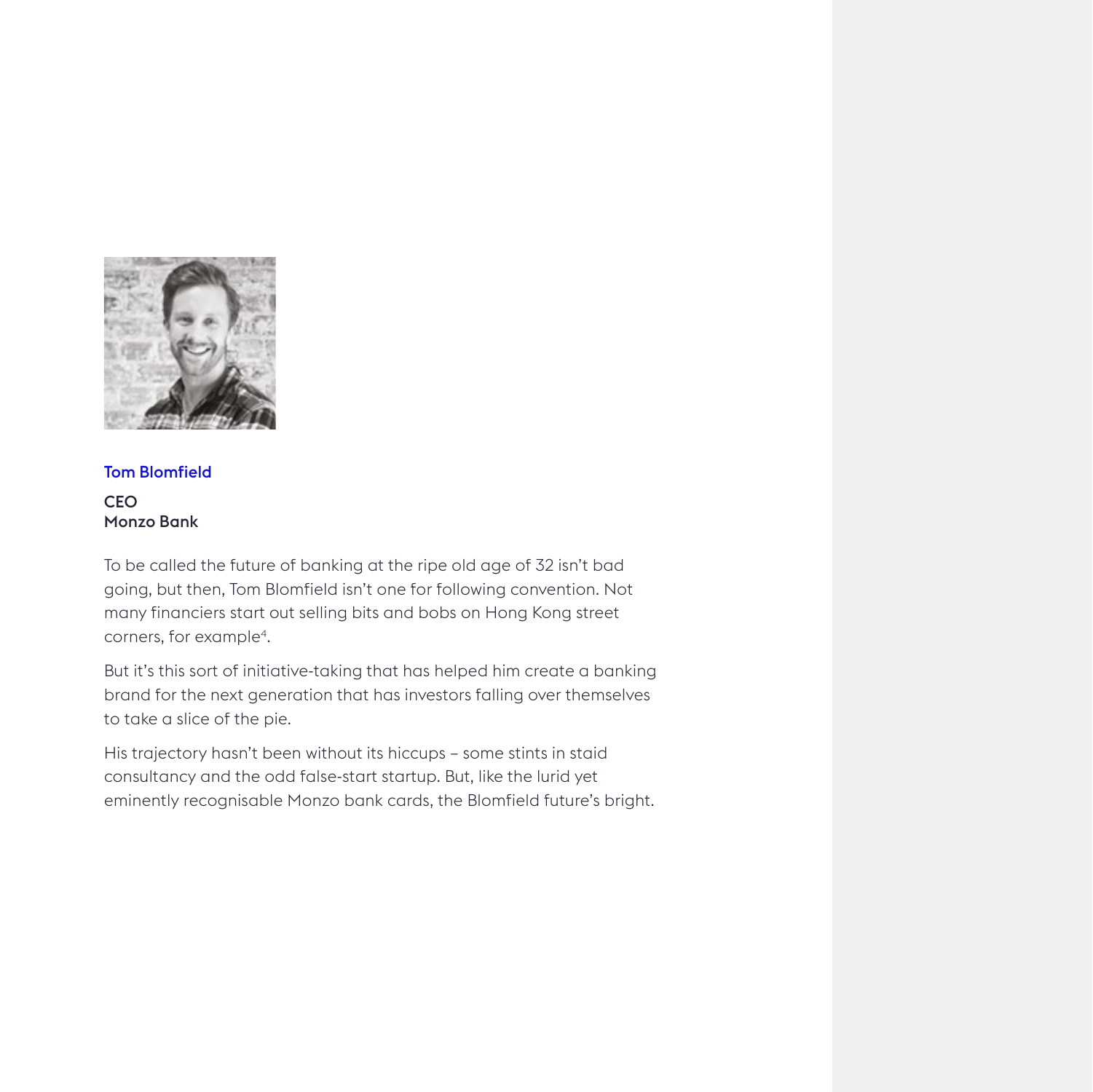**Tom Blomfield**

**CEO**
**Monzo Bank**

To be called the future of banking at the ripe old age of 32 isn't bad going, but then, Tom Blomfield isn't one for following convention. Not many financiers start out selling bits and bobs on Hong Kong street corners, for example[4].

But it's this sort of initiative-taking that has helped him create a banking brand for the next generation that has investors falling over themselves to take a slice of the pie.

His trajectory hasn't been without its hiccups – some stints in staid consultancy and the odd false-start startup. But, like the lurid yet eminently recognisable Monzo bank cards, the Blomfield future's bright.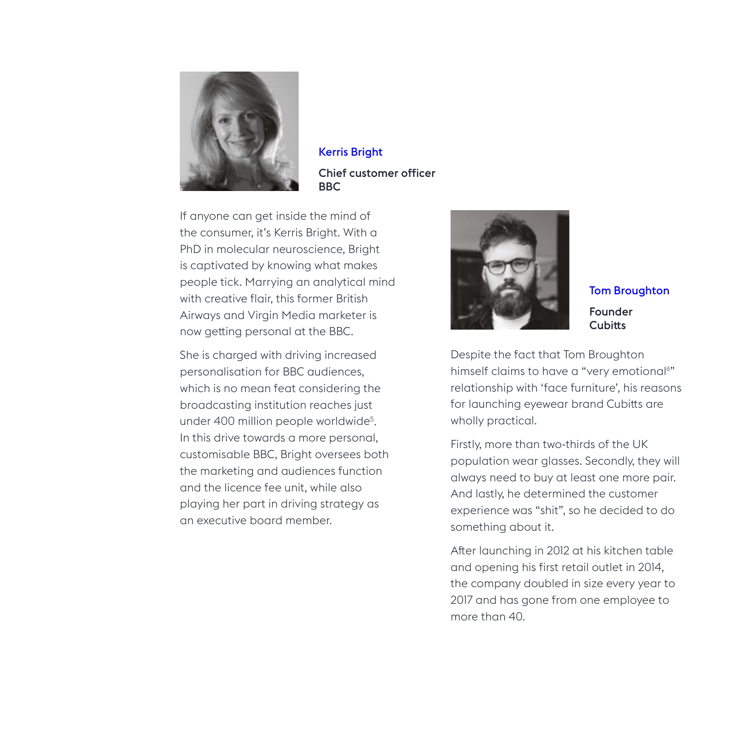## Kerris Bright

**Chief customer officer**
**BBC**

If anyone can get inside the mind of the consumer, it's Kerris Bright. With a PhD in molecular neuroscience, Bright is captivated by knowing what makes people tick. Marrying an analytical mind with creative flair, this former British Airways and Virgin Media marketer is now getting personal at the BBC.

She is charged with driving increased personalisation for BBC audiences, which is no mean feat considering the broadcasting institution reaches just under 400 million people worldwide[5]. In this drive towards a more personal, customisable BBC, Bright oversees both the marketing and audiences function and the licence fee unit, while also playing her part in driving strategy as an executive board member.

## Tom Broughton

**Founder**
**Cubitts**

Despite the fact that Tom Broughton himself claims to have a "very emotional[6]" relationship with 'face furniture', his reasons for launching eyewear brand Cubitts are wholly practical.

Firstly, more than two-thirds of the UK population wear glasses. Secondly, they will always need to buy at least one more pair. And lastly, he determined the customer experience was "shit", so he decided to do something about it.

After launching in 2012 at his kitchen table and opening his first retail outlet in 2014, the company doubled in size every year to 2017 and has gone from one employee to more than 40.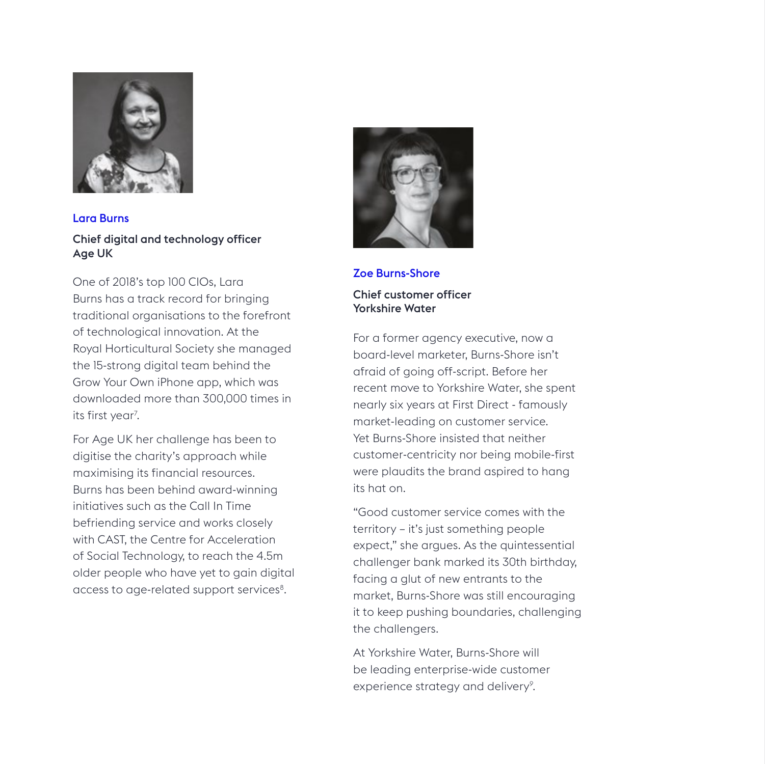## Lara Burns

**Chief digital and technology officer**
**Age UK**

One of 2018's top 100 CIOs, Lara Burns has a track record for bringing traditional organisations to the forefront of technological innovation. At the Royal Horticultural Society she managed the 15-strong digital team behind the Grow Your Own iPhone app, which was downloaded more than 300,000 times in its first year[7].

For Age UK her challenge has been to digitise the charity's approach while maximising its financial resources. Burns has been behind award-winning initiatives such as the Call In Time befriending service and works closely with CAST, the Centre for Acceleration of Social Technology, to reach the 4.5m older people who have yet to gain digital access to age-related support services[8].

## Zoe Burns-Shore

**Chief customer officer**
**Yorkshire Water**

For a former agency executive, now a board-level marketer, Burns-Shore isn't afraid of going off-script. Before her recent move to Yorkshire Water, she spent nearly six years at First Direct - famously market-leading on customer service. Yet Burns-Shore insisted that neither customer-centricity nor being mobile-first were plaudits the brand aspired to hang its hat on.

"Good customer service comes with the territory – it's just something people expect," she argues. As the quintessential challenger bank marked its 30th birthday, facing a glut of new entrants to the market, Burns-Shore was still encouraging it to keep pushing boundaries, challenging the challengers.

At Yorkshire Water, Burns-Shore will be leading enterprise-wide customer experience strategy and delivery[9].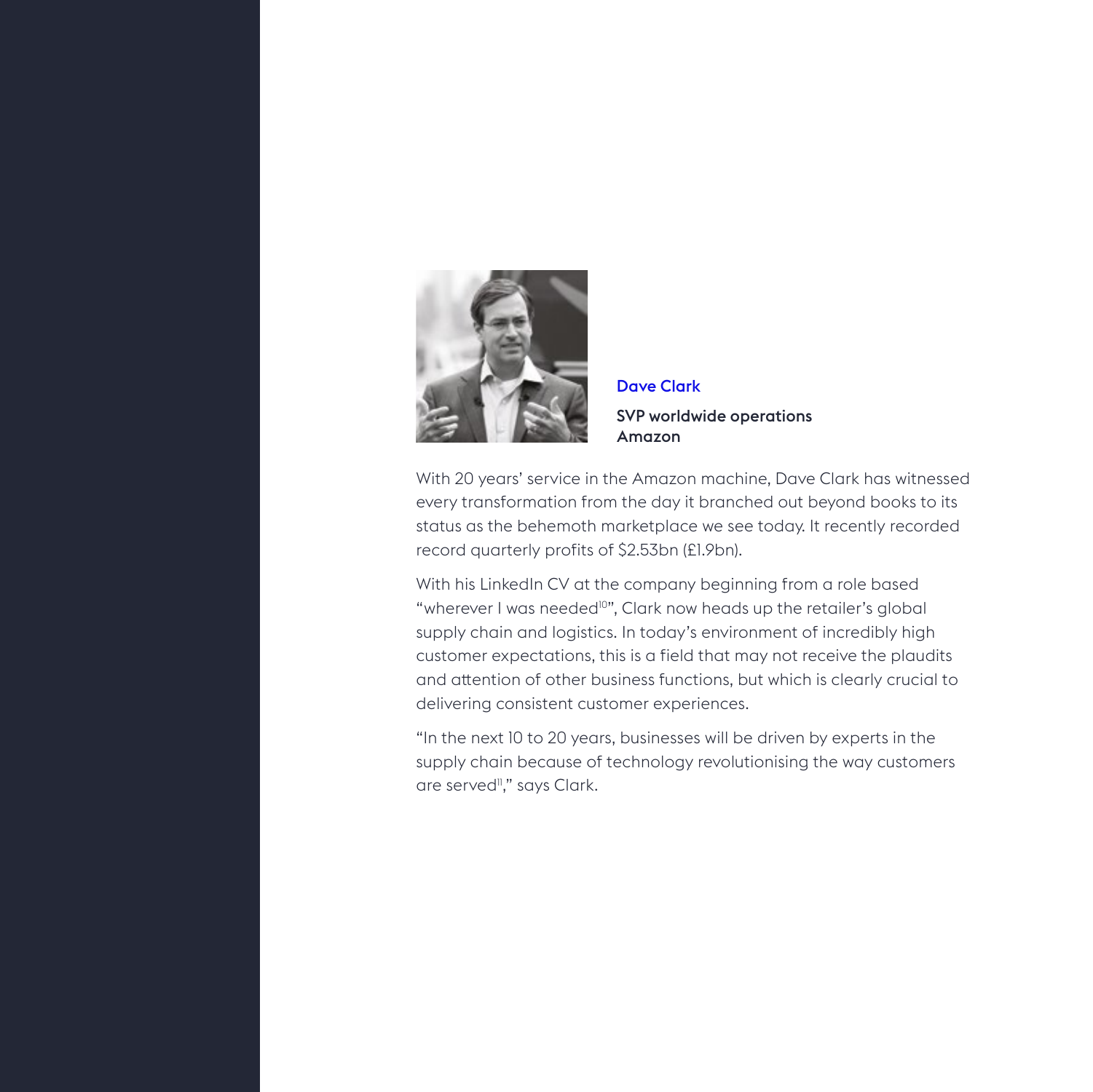**Dave Clark**

**SVP worldwide operations**
**Amazon**

With 20 years' service in the Amazon machine, Dave Clark has witnessed every transformation from the day it branched out beyond books to its status as the behemoth marketplace we see today. It recently recorded record quarterly profits of $2.53bn (£1.9bn).

With his LinkedIn CV at the company beginning from a role based "wherever I was needed[10]", Clark now heads up the retailer's global supply chain and logistics. In today's environment of incredibly high customer expectations, this is a field that may not receive the plaudits and attention of other business functions, but which is clearly crucial to delivering consistent customer experiences.

"In the next 10 to 20 years, businesses will be driven by experts in the supply chain because of technology revolutionising the way customers are served[11]," says Clark.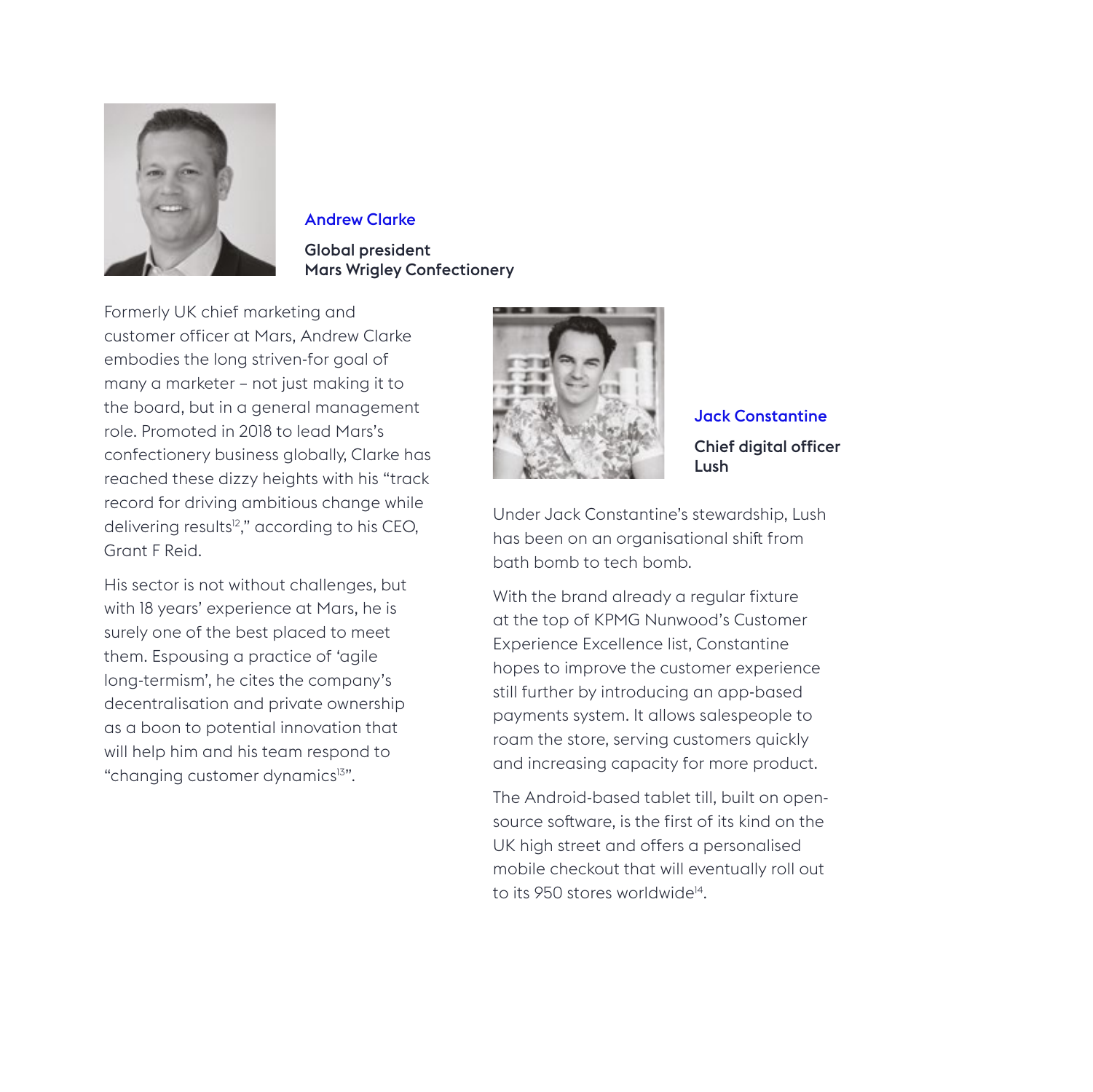## Andrew Clarke

**Global president**
**Mars Wrigley Confectionery**

Formerly UK chief marketing and customer officer at Mars, Andrew Clarke embodies the long striven-for goal of many a marketer – not just making it to the board, but in a general management role. Promoted in 2018 to lead Mars's confectionery business globally, Clarke has reached these dizzy heights with his "track record for driving ambitious change while delivering results[12]," according to his CEO, Grant F Reid.

His sector is not without challenges, but with 18 years' experience at Mars, he is surely one of the best placed to meet them. Espousing a practice of 'agile long-termism', he cites the company's decentralisation and private ownership as a boon to potential innovation that will help him and his team respond to "changing customer dynamics[13]".

## Jack Constantine

**Chief digital officer**
**Lush**

Under Jack Constantine's stewardship, Lush has been on an organisational shift from bath bomb to tech bomb.

With the brand already a regular fixture at the top of KPMG Nunwood's Customer Experience Excellence list, Constantine hopes to improve the customer experience still further by introducing an app-based payments system. It allows salespeople to roam the store, serving customers quickly and increasing capacity for more product.

The Android-based tablet till, built on open-source software, is the first of its kind on the UK high street and offers a personalised mobile checkout that will eventually roll out to its 950 stores worldwide[14].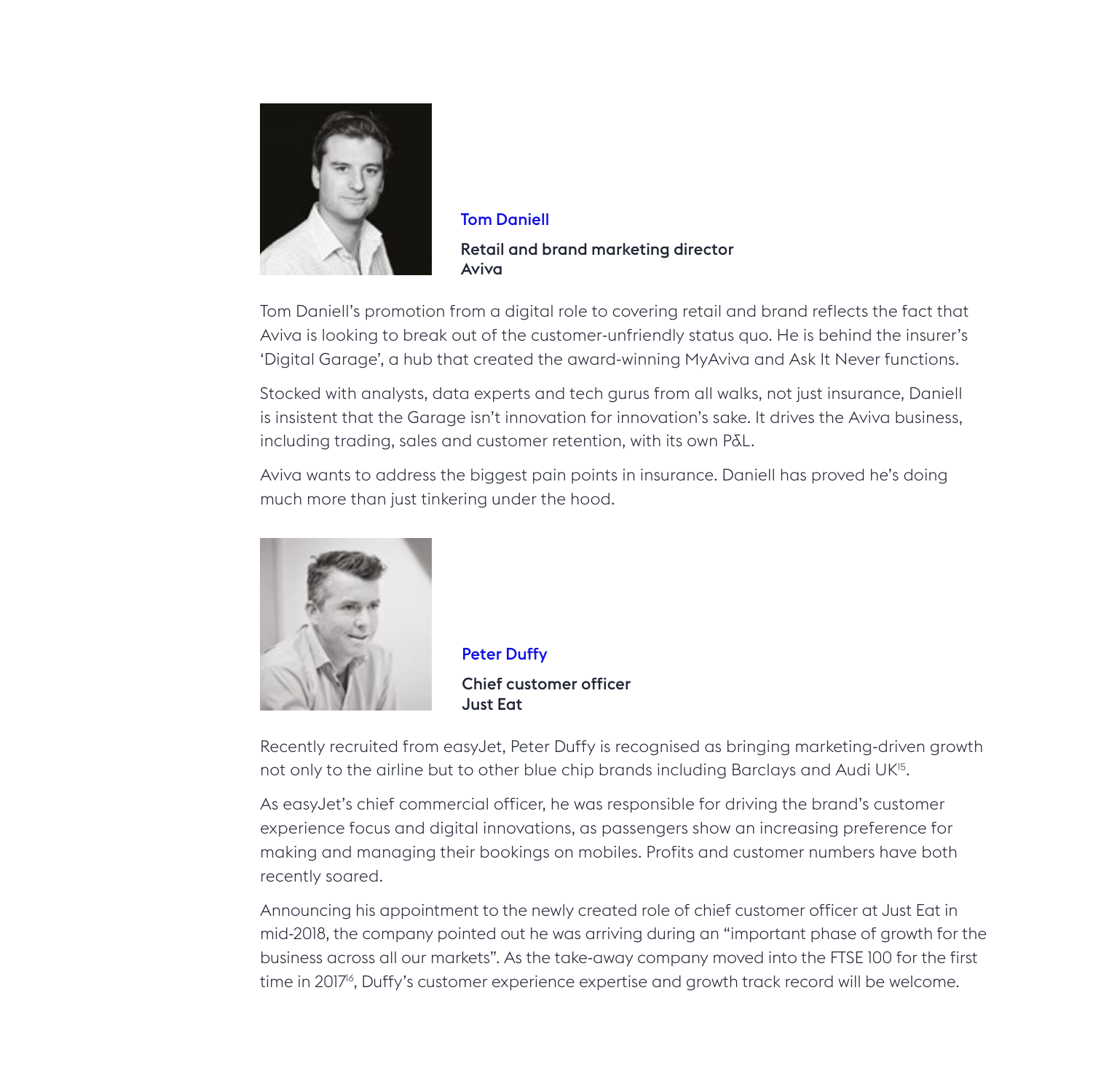### Tom Daniell

**Retail and brand marketing director**
**Aviva**

Tom Daniell's promotion from a digital role to covering retail and brand reflects the fact that Aviva is looking to break out of the customer-unfriendly status quo. He is behind the insurer's 'Digital Garage', a hub that created the award-winning MyAviva and Ask It Never functions.

Stocked with analysts, data experts and tech gurus from all walks, not just insurance, Daniell is insistent that the Garage isn't innovation for innovation's sake. It drives the Aviva business, including trading, sales and customer retention, with its own P&L.

Aviva wants to address the biggest pain points in insurance. Daniell has proved he's doing much more than just tinkering under the hood.

### Peter Duffy

**Chief customer officer**
**Just Eat**

Recently recruited from easyJet, Peter Duffy is recognised as bringing marketing-driven growth not only to the airline but to other blue chip brands including Barclays and Audi UK[15].

As easyJet's chief commercial officer, he was responsible for driving the brand's customer experience focus and digital innovations, as passengers show an increasing preference for making and managing their bookings on mobiles. Profits and customer numbers have both recently soared.

Announcing his appointment to the newly created role of chief customer officer at Just Eat in mid-2018, the company pointed out he was arriving during an "important phase of growth for the business across all our markets". As the take-away company moved into the FTSE 100 for the first time in 2017[16], Duffy's customer experience expertise and growth track record will be welcome.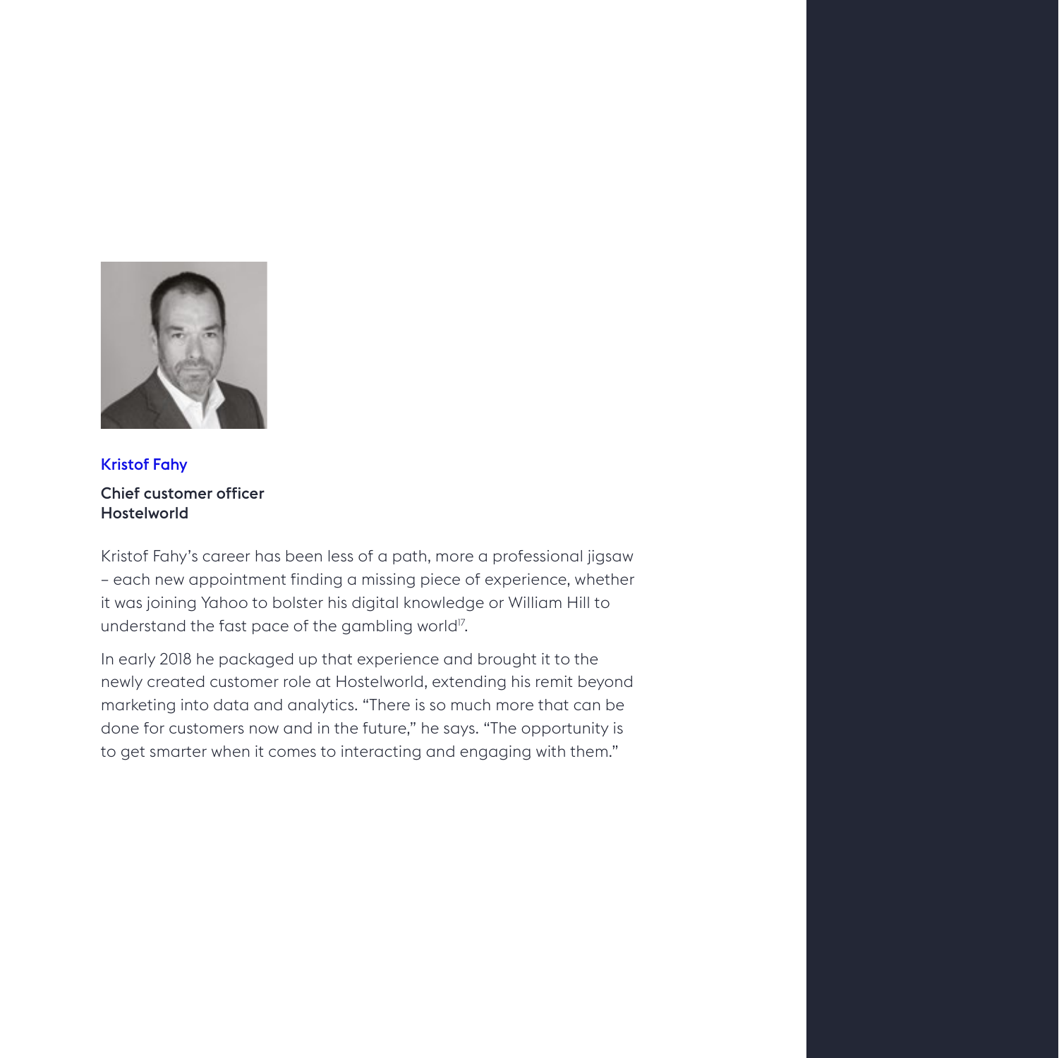**Kristof Fahy**

**Chief customer officer**
**Hostelworld**

Kristof Fahy's career has been less of a path, more a professional jigsaw – each new appointment finding a missing piece of experience, whether it was joining Yahoo to bolster his digital knowledge or William Hill to understand the fast pace of the gambling world[17].

In early 2018 he packaged up that experience and brought it to the newly created customer role at Hostelworld, extending his remit beyond marketing into data and analytics. "There is so much more that can be done for customers now and in the future," he says. "The opportunity is to get smarter when it comes to interacting and engaging with them."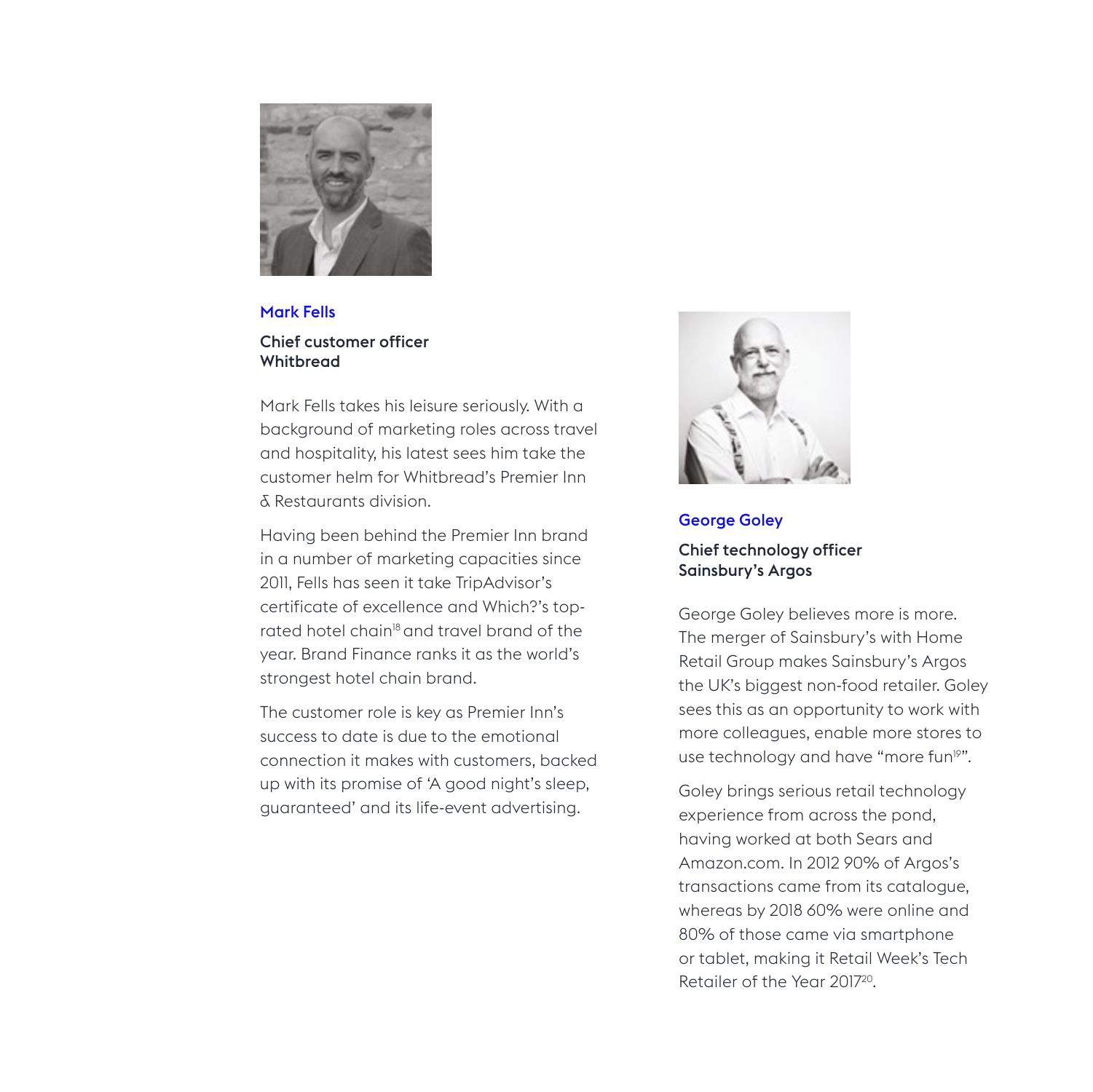## Mark Fells

**Chief customer officer**
**Whitbread**

Mark Fells takes his leisure seriously. With a background of marketing roles across travel and hospitality, his latest sees him take the customer helm for Whitbread's Premier Inn & Restaurants division.

Having been behind the Premier Inn brand in a number of marketing capacities since 2011, Fells has seen it take TripAdvisor's certificate of excellence and Which?'s top-rated hotel chain[18] and travel brand of the year. Brand Finance ranks it as the world's strongest hotel chain brand.

The customer role is key as Premier Inn's success to date is due to the emotional connection it makes with customers, backed up with its promise of 'A good night's sleep, guaranteed' and its life-event advertising.

## George Goley

**Chief technology officer**
**Sainsbury's Argos**

George Goley believes more is more. The merger of Sainsbury's with Home Retail Group makes Sainsbury's Argos the UK's biggest non-food retailer. Goley sees this as an opportunity to work with more colleagues, enable more stores to use technology and have "more fun[19]".

Goley brings serious retail technology experience from across the pond, having worked at both Sears and Amazon.com. In 2012 90% of Argos's transactions came from its catalogue, whereas by 2018 60% were online and 80% of those came via smartphone or tablet, making it Retail Week's Tech Retailer of the Year 2017[20].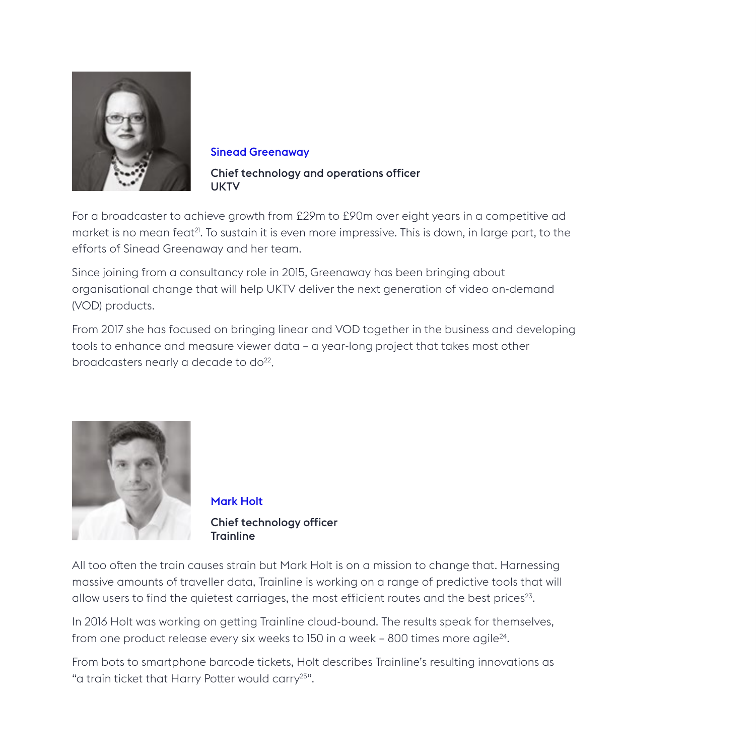## Sinead Greenaway

**Chief technology and operations officer**
**UKTV**

For a broadcaster to achieve growth from £29m to £90m over eight years in a competitive ad market is no mean feat[21]. To sustain it is even more impressive. This is down, in large part, to the efforts of Sinead Greenaway and her team.

Since joining from a consultancy role in 2015, Greenaway has been bringing about organisational change that will help UKTV deliver the next generation of video on-demand (VOD) products.

From 2017 she has focused on bringing linear and VOD together in the business and developing tools to enhance and measure viewer data – a year-long project that takes most other broadcasters nearly a decade to do[22].

## Mark Holt

**Chief technology officer**
**Trainline**

All too often the train causes strain but Mark Holt is on a mission to change that. Harnessing massive amounts of traveller data, Trainline is working on a range of predictive tools that will allow users to find the quietest carriages, the most efficient routes and the best prices[23].

In 2016 Holt was working on getting Trainline cloud-bound. The results speak for themselves, from one product release every six weeks to 150 in a week – 800 times more agile[24].

From bots to smartphone barcode tickets, Holt describes Trainline's resulting innovations as "a train ticket that Harry Potter would carry[25]".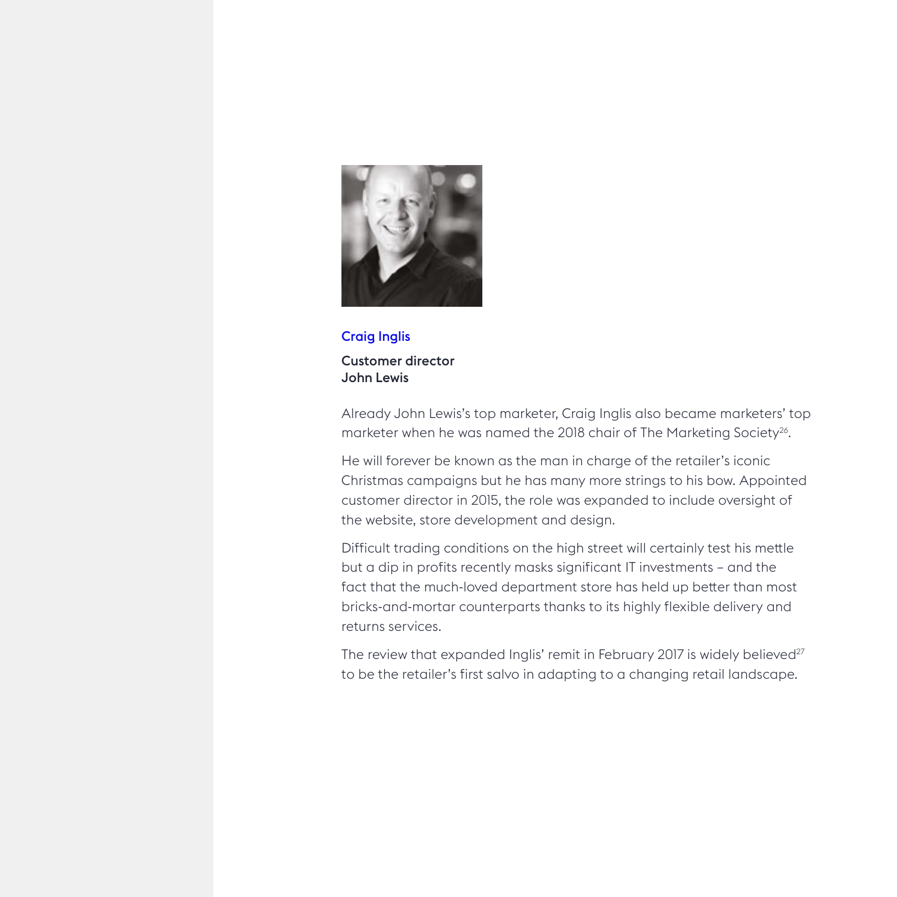## Craig Inglis

**Customer director**
**John Lewis**

Already John Lewis's top marketer, Craig Inglis also became marketers' top marketer when he was named the 2018 chair of The Marketing Society[26].

He will forever be known as the man in charge of the retailer's iconic Christmas campaigns but he has many more strings to his bow. Appointed customer director in 2015, the role was expanded to include oversight of the website, store development and design.

Difficult trading conditions on the high street will certainly test his mettle but a dip in profits recently masks significant IT investments – and the fact that the much-loved department store has held up better than most bricks-and-mortar counterparts thanks to its highly flexible delivery and returns services.

The review that expanded Inglis' remit in February 2017 is widely believed[27] to be the retailer's first salvo in adapting to a changing retail landscape.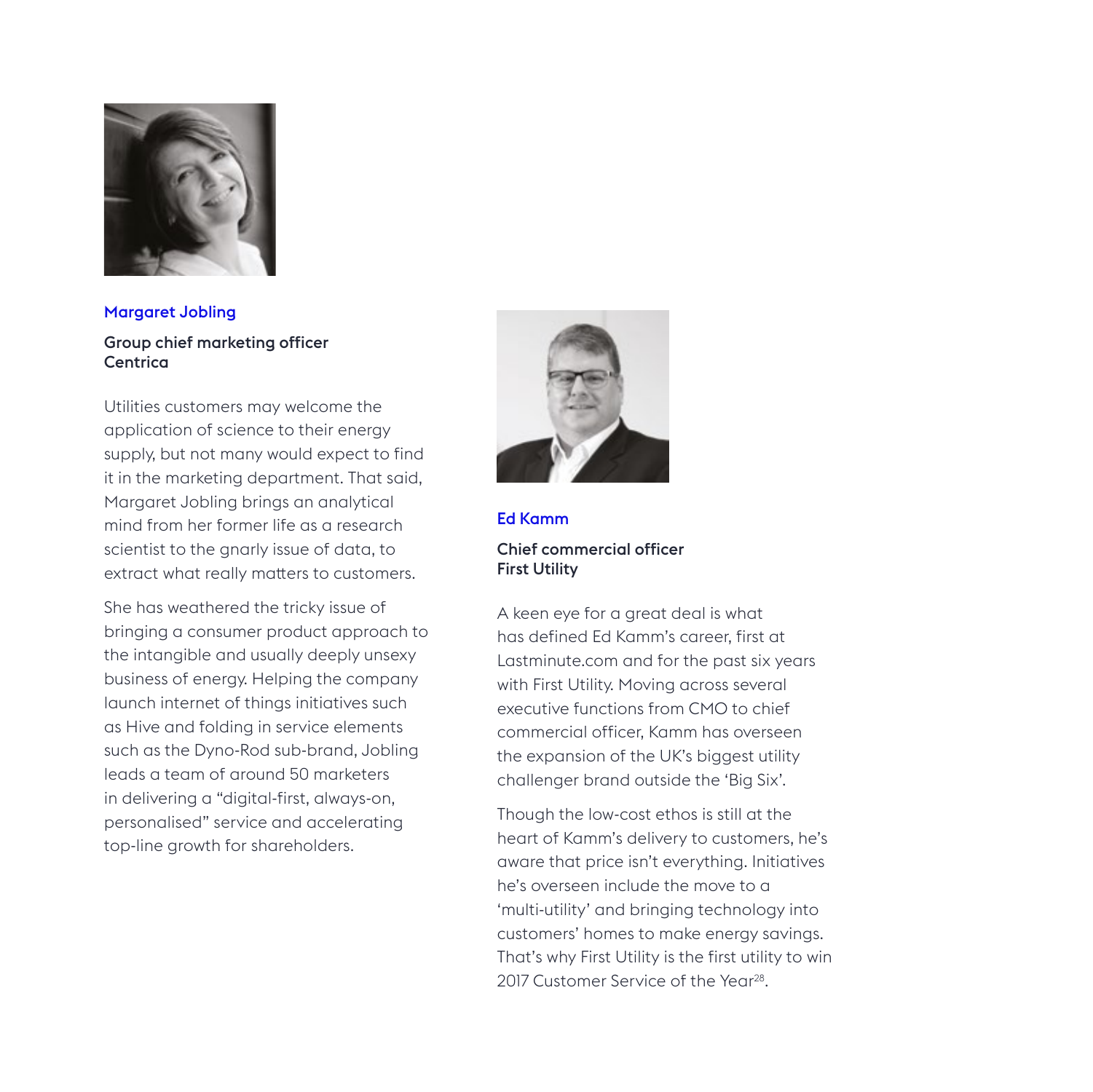## Margaret Jobling

**Group chief marketing officer**
**Centrica**

Utilities customers may welcome the application of science to their energy supply, but not many would expect to find it in the marketing department. That said, Margaret Jobling brings an analytical mind from her former life as a research scientist to the gnarly issue of data, to extract what really matters to customers.

She has weathered the tricky issue of bringing a consumer product approach to the intangible and usually deeply unsexy business of energy. Helping the company launch internet of things initiatives such as Hive and folding in service elements such as the Dyno-Rod sub-brand, Jobling leads a team of around 50 marketers in delivering a "digital-first, always-on, personalised" service and accelerating top-line growth for shareholders.

## Ed Kamm

**Chief commercial officer**
**First Utility**

A keen eye for a great deal is what has defined Ed Kamm's career, first at Lastminute.com and for the past six years with First Utility. Moving across several executive functions from CMO to chief commercial officer, Kamm has overseen the expansion of the UK's biggest utility challenger brand outside the 'Big Six'.

Though the low-cost ethos is still at the heart of Kamm's delivery to customers, he's aware that price isn't everything. Initiatives he's overseen include the move to a 'multi-utility' and bringing technology into customers' homes to make energy savings. That's why First Utility is the first utility to win 2017 Customer Service of the Year[28].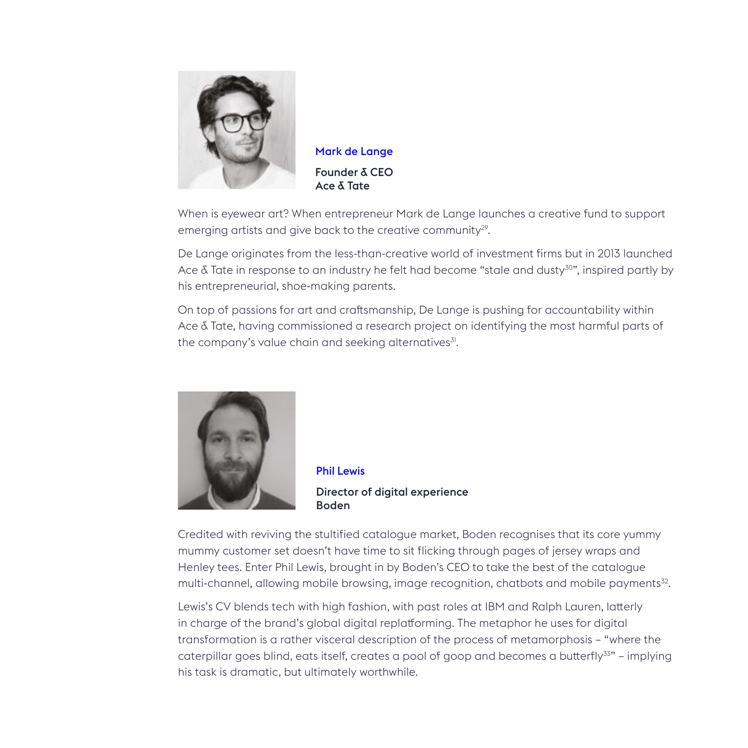### Mark de Lange

**Founder & CEO**
**Ace & Tate**

When is eyewear art? When entrepreneur Mark de Lange launches a creative fund to support emerging artists and give back to the creative community[29].

De Lange originates from the less-than-creative world of investment firms but in 2013 launched Ace & Tate in response to an industry he felt had become "stale and dusty[30]", inspired partly by his entrepreneurial, shoe-making parents.

On top of passions for art and craftsmanship, De Lange is pushing for accountability within Ace & Tate, having commissioned a research project on identifying the most harmful parts of the company's value chain and seeking alternatives[31].

### Phil Lewis

**Director of digital experience**
**Boden**

Credited with reviving the stultified catalogue market, Boden recognises that its core yummy mummy customer set doesn't have time to sit flicking through pages of jersey wraps and Henley tees. Enter Phil Lewis, brought in by Boden's CEO to take the best of the catalogue multi-channel, allowing mobile browsing, image recognition, chatbots and mobile payments[32].

Lewis's CV blends tech with high fashion, with past roles at IBM and Ralph Lauren, latterly in charge of the brand's global digital replatforming. The metaphor he uses for digital transformation is a rather visceral description of the process of metamorphosis – "where the caterpillar goes blind, eats itself, creates a pool of goop and becomes a butterfly[33]" – implying his task is dramatic, but ultimately worthwhile.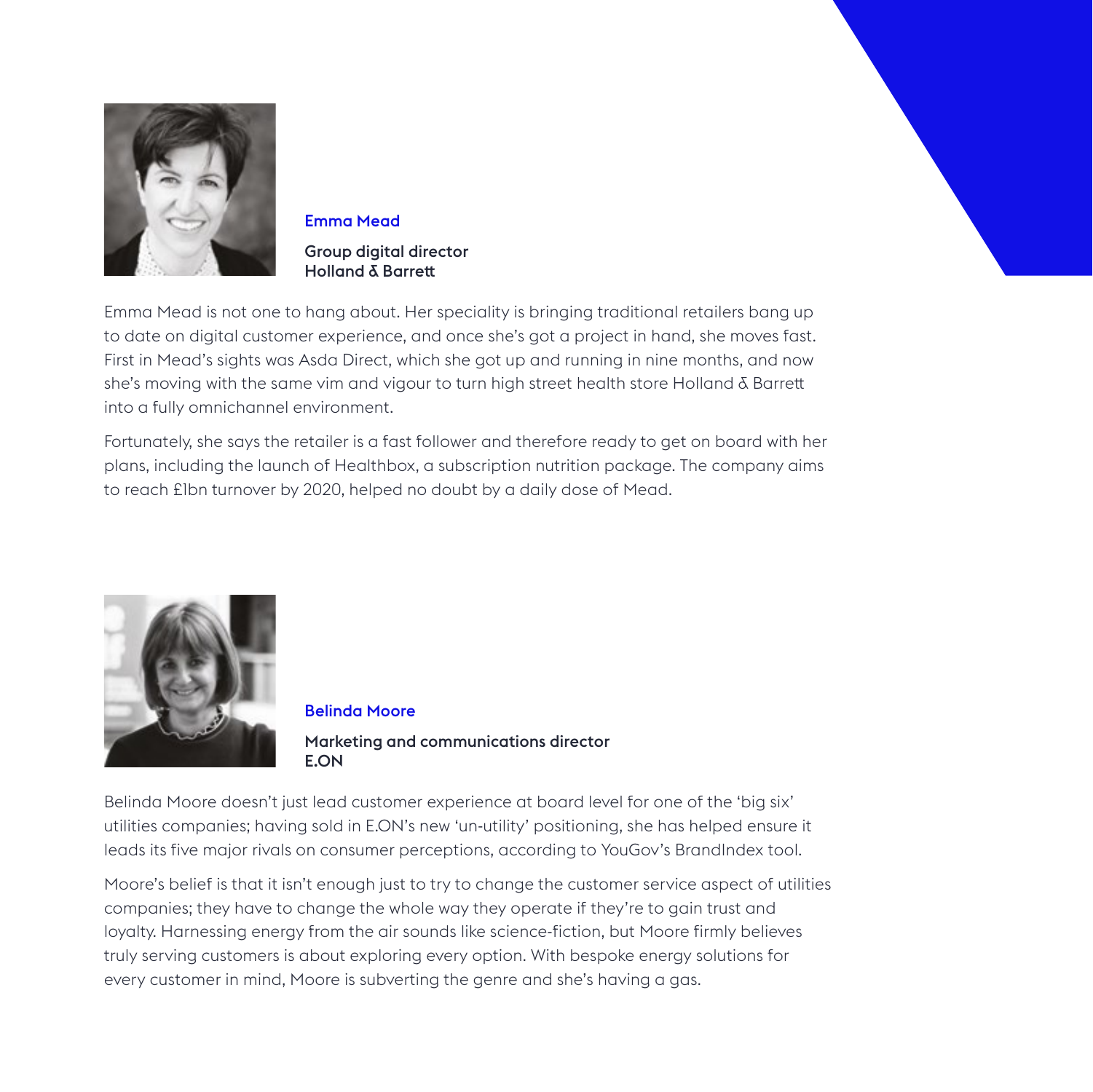## Emma Mead

**Group digital director**
**Holland & Barrett**

Emma Mead is not one to hang about. Her speciality is bringing traditional retailers bang up to date on digital customer experience, and once she's got a project in hand, she moves fast. First in Mead's sights was Asda Direct, which she got up and running in nine months, and now she's moving with the same vim and vigour to turn high street health store Holland & Barrett into a fully omnichannel environment.

Fortunately, she says the retailer is a fast follower and therefore ready to get on board with her plans, including the launch of Healthbox, a subscription nutrition package. The company aims to reach £1bn turnover by 2020, helped no doubt by a daily dose of Mead.

## Belinda Moore

**Marketing and communications director**
**E.ON**

Belinda Moore doesn't just lead customer experience at board level for one of the 'big six' utilities companies; having sold in E.ON's new 'un-utility' positioning, she has helped ensure it leads its five major rivals on consumer perceptions, according to YouGov's BrandIndex tool.

Moore's belief is that it isn't enough just to try to change the customer service aspect of utilities companies; they have to change the whole way they operate if they're to gain trust and loyalty. Harnessing energy from the air sounds like science-fiction, but Moore firmly believes truly serving customers is about exploring every option. With bespoke energy solutions for every customer in mind, Moore is subverting the genre and she's having a gas.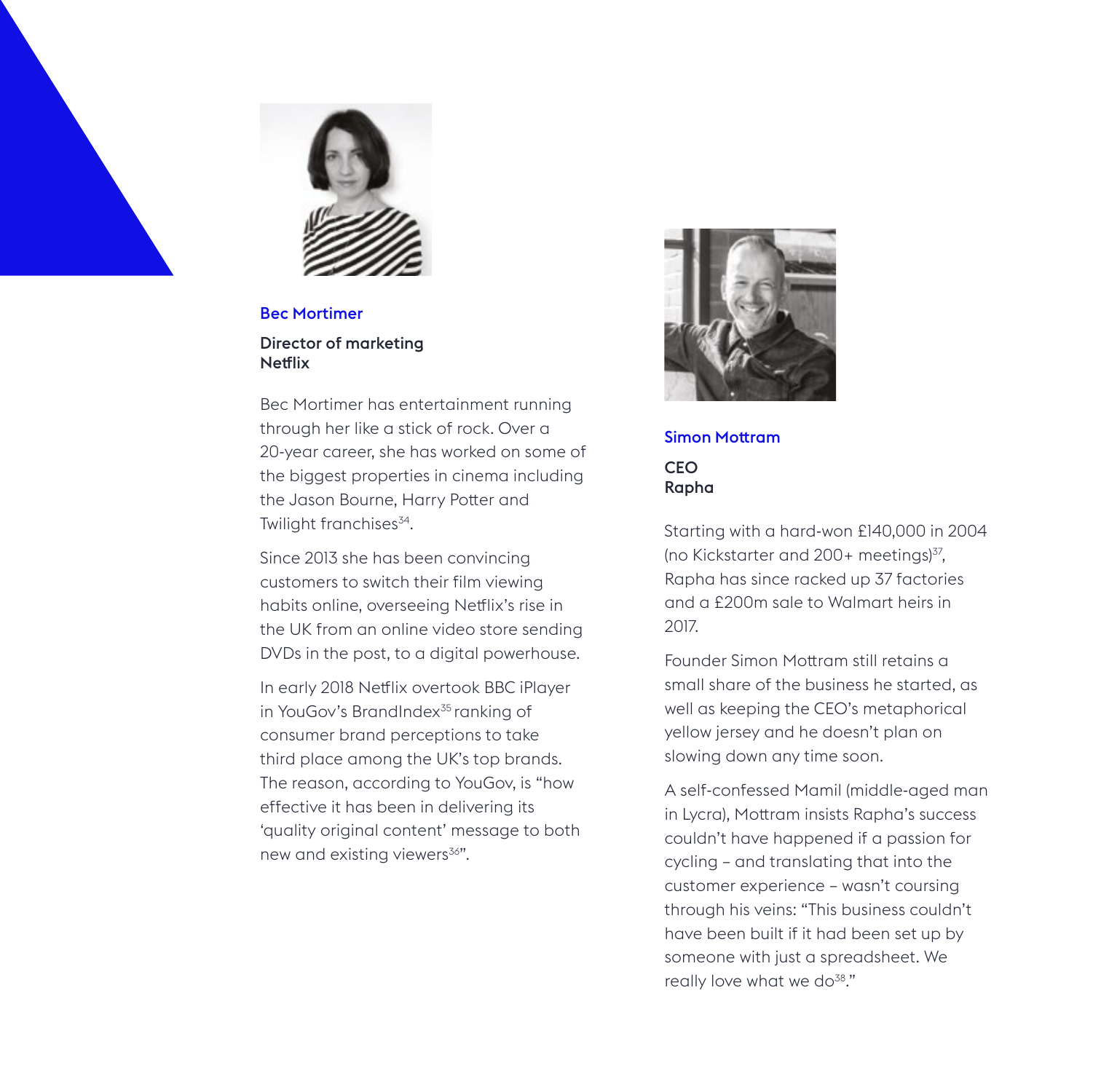### Bec Mortimer

**Director of marketing**
**Netflix**

Bec Mortimer has entertainment running through her like a stick of rock. Over a 20-year career, she has worked on some of the biggest properties in cinema including the Jason Bourne, Harry Potter and Twilight franchises[34].

Since 2013 she has been convincing customers to switch their film viewing habits online, overseeing Netflix's rise in the UK from an online video store sending DVDs in the post, to a digital powerhouse.

In early 2018 Netflix overtook BBC iPlayer in YouGov's BrandIndex[35] ranking of consumer brand perceptions to take third place among the UK's top brands. The reason, according to YouGov, is "how effective it has been in delivering its 'quality original content' message to both new and existing viewers[36]".

### Simon Mottram

**CEO**
**Rapha**

Starting with a hard-won £140,000 in 2004 (no Kickstarter and 200+ meetings)[37], Rapha has since racked up 37 factories and a £200m sale to Walmart heirs in 2017.

Founder Simon Mottram still retains a small share of the business he started, as well as keeping the CEO's metaphorical yellow jersey and he doesn't plan on slowing down any time soon.

A self-confessed Mamil (middle-aged man in Lycra), Mottram insists Rapha's success couldn't have happened if a passion for cycling – and translating that into the customer experience – wasn't coursing through his veins: "This business couldn't have been built if it had been set up by someone with just a spreadsheet. We really love what we do[38]."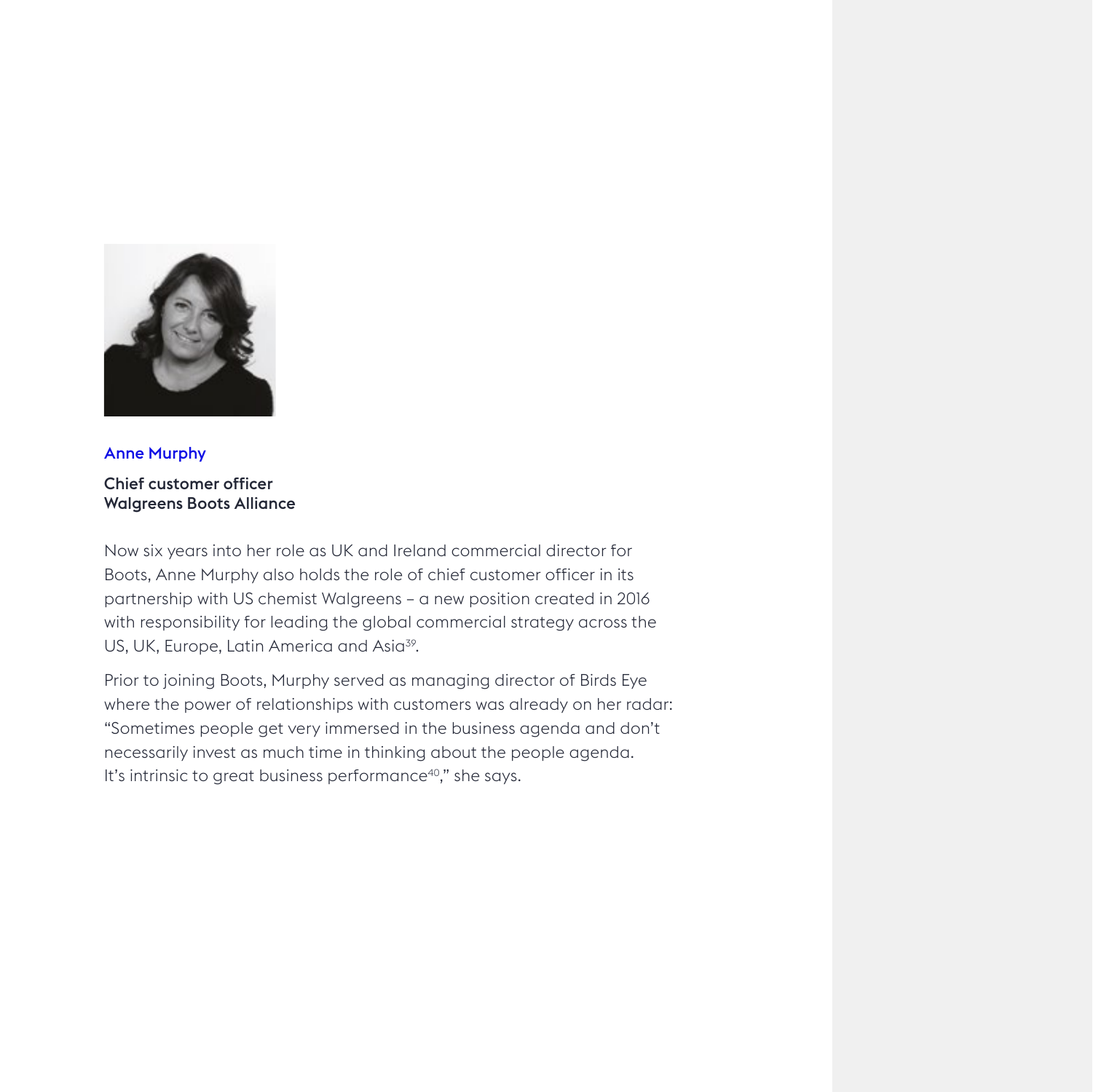**Anne Murphy**

**Chief customer officer**
**Walgreens Boots Alliance**

Now six years into her role as UK and Ireland commercial director for Boots, Anne Murphy also holds the role of chief customer officer in its partnership with US chemist Walgreens – a new position created in 2016 with responsibility for leading the global commercial strategy across the US, UK, Europe, Latin America and Asia[39].

Prior to joining Boots, Murphy served as managing director of Birds Eye where the power of relationships with customers was already on her radar: "Sometimes people get very immersed in the business agenda and don't necessarily invest as much time in thinking about the people agenda. It's intrinsic to great business performance[40]," she says.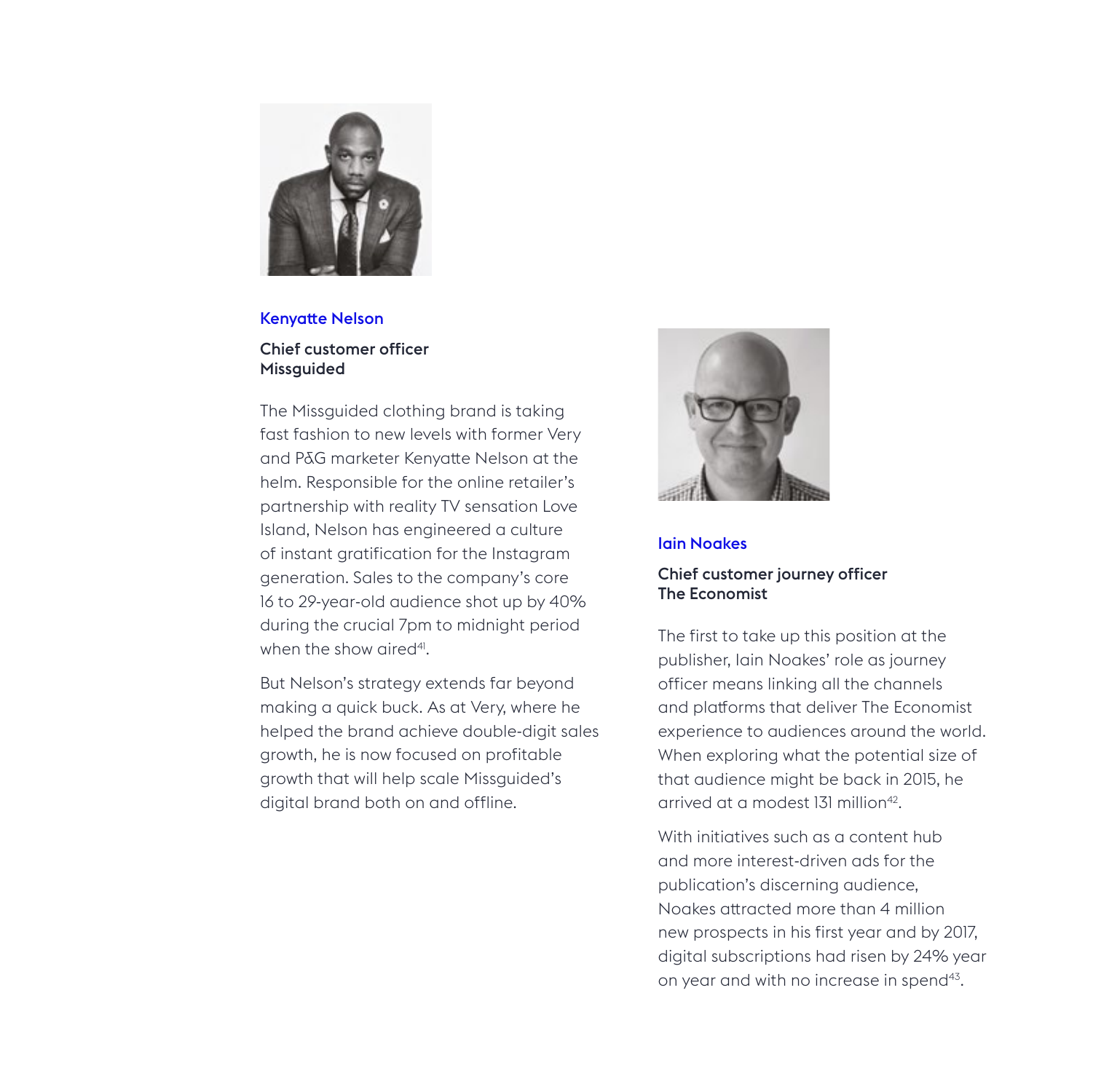## Kenyatte Nelson

**Chief customer officer**
**Missguided**

The Missguided clothing brand is taking fast fashion to new levels with former Very and P&G marketer Kenyatte Nelson at the helm. Responsible for the online retailer's partnership with reality TV sensation Love Island, Nelson has engineered a culture of instant gratification for the Instagram generation. Sales to the company's core 16 to 29-year-old audience shot up by 40% during the crucial 7pm to midnight period when the show aired[41].

But Nelson's strategy extends far beyond making a quick buck. As at Very, where he helped the brand achieve double-digit sales growth, he is now focused on profitable growth that will help scale Missguided's digital brand both on and offline.

## Iain Noakes

**Chief customer journey officer**
**The Economist**

The first to take up this position at the publisher, Iain Noakes' role as journey officer means linking all the channels and platforms that deliver The Economist experience to audiences around the world. When exploring what the potential size of that audience might be back in 2015, he arrived at a modest 131 million[42].

With initiatives such as a content hub and more interest-driven ads for the publication's discerning audience, Noakes attracted more than 4 million new prospects in his first year and by 2017, digital subscriptions had risen by 24% year on year and with no increase in spend[43].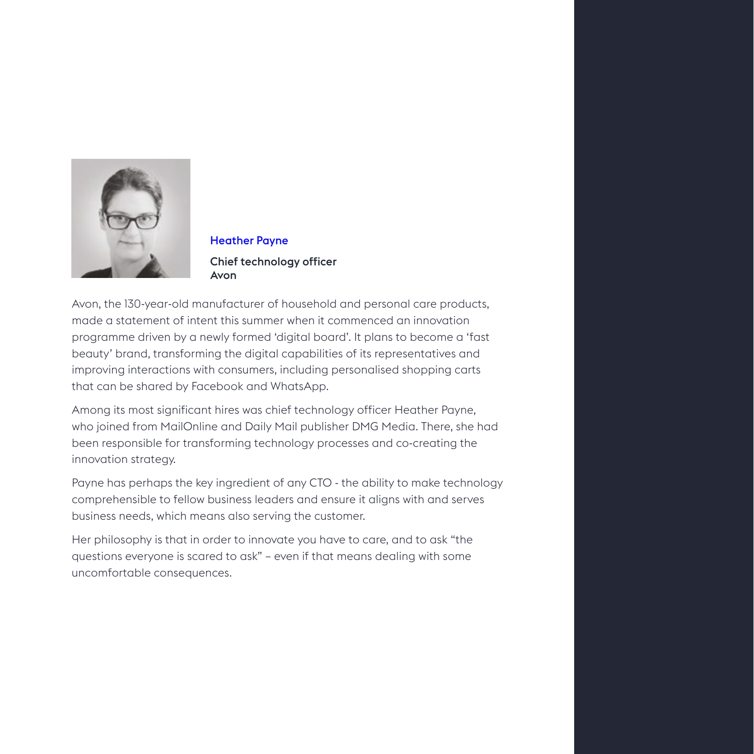## Heather Payne

**Chief technology officer**
**Avon**

Avon, the 130-year-old manufacturer of household and personal care products, made a statement of intent this summer when it commenced an innovation programme driven by a newly formed 'digital board'. It plans to become a 'fast beauty' brand, transforming the digital capabilities of its representatives and improving interactions with consumers, including personalised shopping carts that can be shared by Facebook and WhatsApp.

Among its most significant hires was chief technology officer Heather Payne, who joined from MailOnline and Daily Mail publisher DMG Media. There, she had been responsible for transforming technology processes and co-creating the innovation strategy.

Payne has perhaps the key ingredient of any CTO - the ability to make technology comprehensible to fellow business leaders and ensure it aligns with and serves business needs, which means also serving the customer.

Her philosophy is that in order to innovate you have to care, and to ask "the questions everyone is scared to ask" – even if that means dealing with some uncomfortable consequences.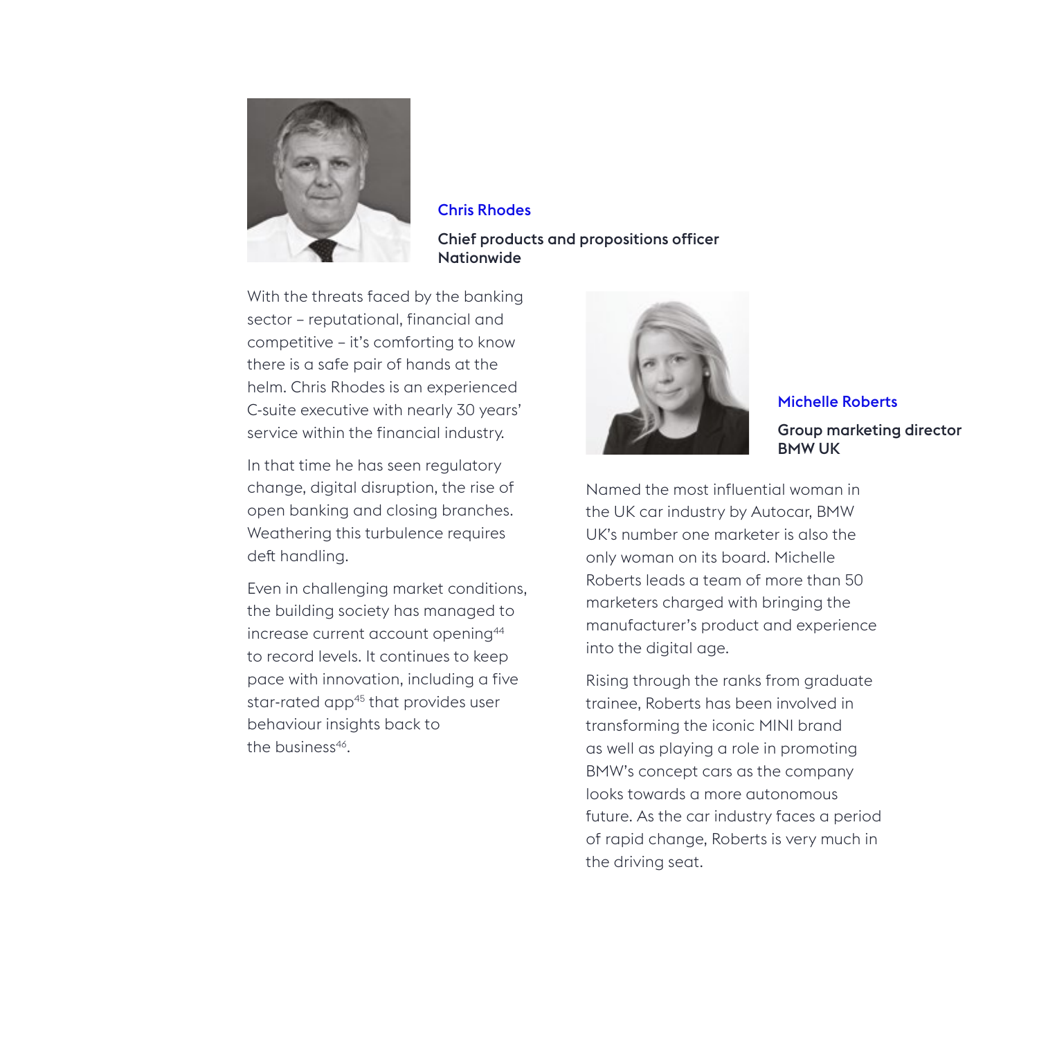## Chris Rhodes

**Chief products and propositions officer**
**Nationwide**

With the threats faced by the banking sector – reputational, financial and competitive – it's comforting to know there is a safe pair of hands at the helm. Chris Rhodes is an experienced C-suite executive with nearly 30 years' service within the financial industry.

In that time he has seen regulatory change, digital disruption, the rise of open banking and closing branches. Weathering this turbulence requires deft handling.

Even in challenging market conditions, the building society has managed to increase current account opening[44] to record levels. It continues to keep pace with innovation, including a five star-rated app[45] that provides user behaviour insights back to the business[46].

## Michelle Roberts

**Group marketing director**
**BMW UK**

Named the most influential woman in the UK car industry by Autocar, BMW UK's number one marketer is also the only woman on its board. Michelle Roberts leads a team of more than 50 marketers charged with bringing the manufacturer's product and experience into the digital age.

Rising through the ranks from graduate trainee, Roberts has been involved in transforming the iconic MINI brand as well as playing a role in promoting BMW's concept cars as the company looks towards a more autonomous future. As the car industry faces a period of rapid change, Roberts is very much in the driving seat.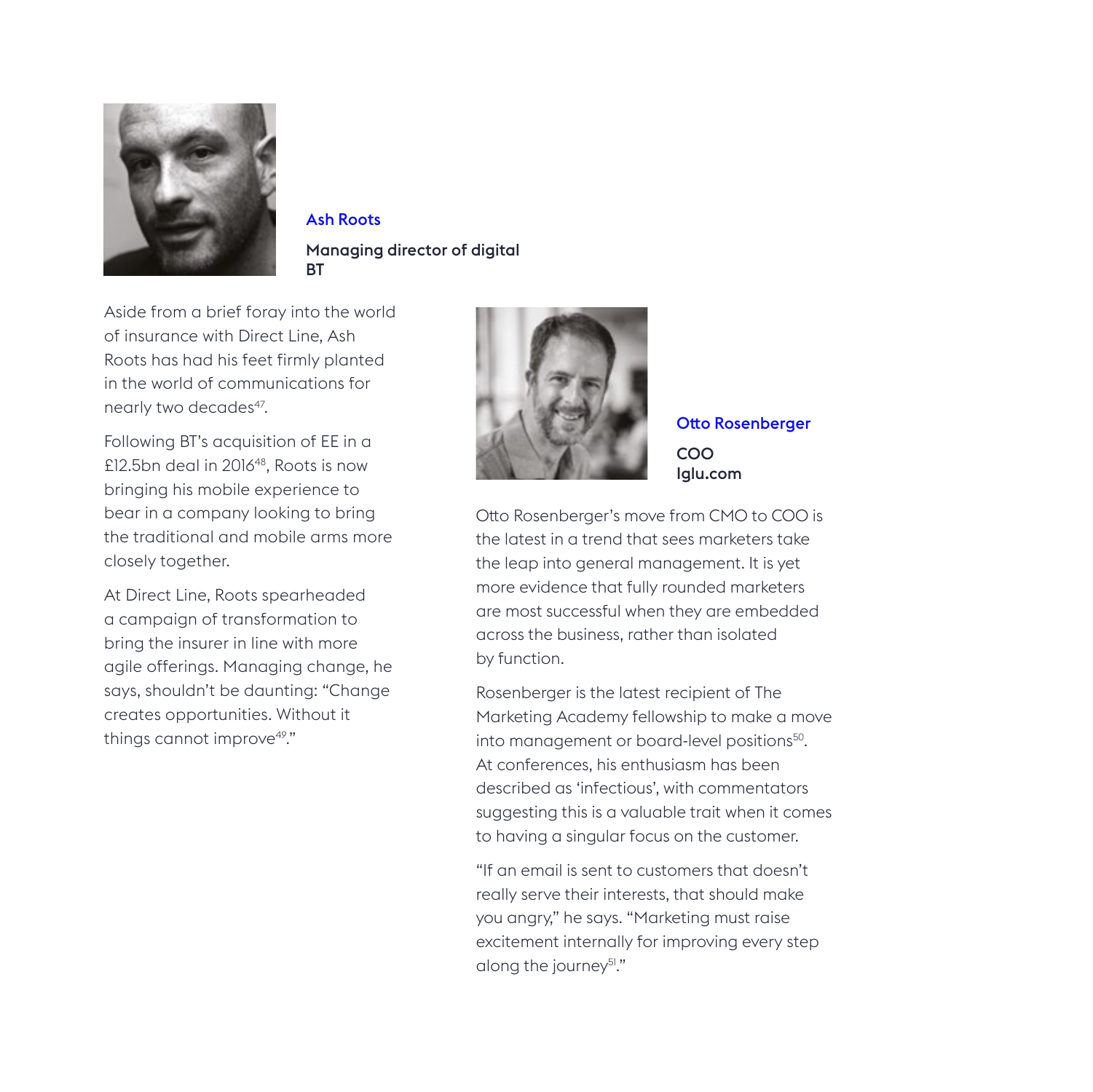## Ash Roots

**Managing director of digital**
**BT**

Aside from a brief foray into the world of insurance with Direct Line, Ash Roots has had his feet firmly planted in the world of communications for nearly two decades[47].

Following BT's acquisition of EE in a £12.5bn deal in 2016[48], Roots is now bringing his mobile experience to bear in a company looking to bring the traditional and mobile arms more closely together.

At Direct Line, Roots spearheaded a campaign of transformation to bring the insurer in line with more agile offerings. Managing change, he says, shouldn't be daunting: "Change creates opportunities. Without it things cannot improve[49]."

## Otto Rosenberger

**COO**
**Iglu.com**

Otto Rosenberger's move from CMO to COO is the latest in a trend that sees marketers take the leap into general management. It is yet more evidence that fully rounded marketers are most successful when they are embedded across the business, rather than isolated by function.

Rosenberger is the latest recipient of The Marketing Academy fellowship to make a move into management or board-level positions[50]. At conferences, his enthusiasm has been described as 'infectious', with commentators suggesting this is a valuable trait when it comes to having a singular focus on the customer.

"If an email is sent to customers that doesn't really serve their interests, that should make you angry," he says. "Marketing must raise excitement internally for improving every step along the journey[51]."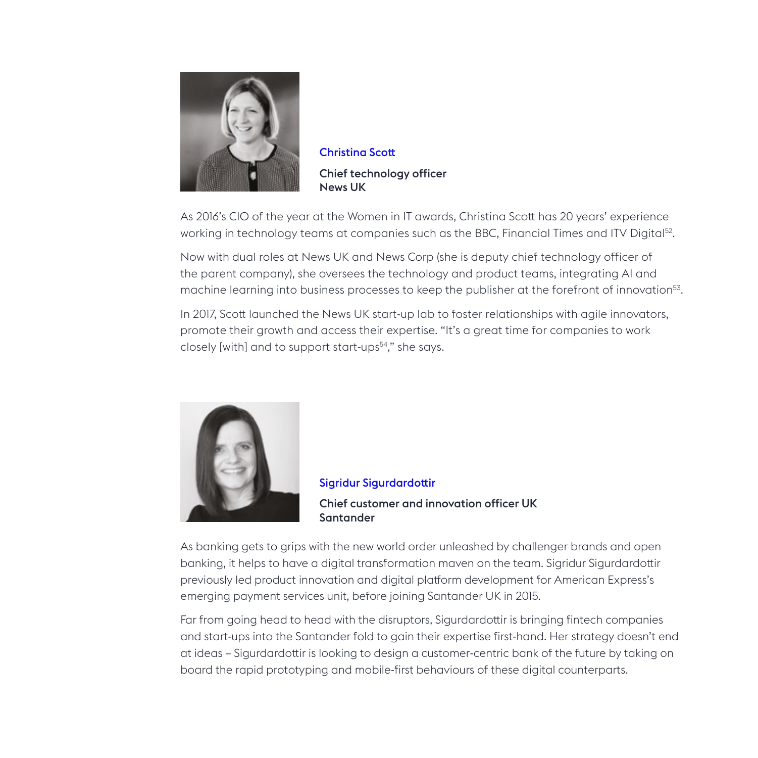### Christina Scott

**Chief technology officer**
**News UK**

As 2016's CIO of the year at the Women in IT awards, Christina Scott has 20 years' experience working in technology teams at companies such as the BBC, Financial Times and ITV Digital[52].

Now with dual roles at News UK and News Corp (she is deputy chief technology officer of the parent company), she oversees the technology and product teams, integrating AI and machine learning into business processes to keep the publisher at the forefront of innovation[53].

In 2017, Scott launched the News UK start-up lab to foster relationships with agile innovators, promote their growth and access their expertise. "It's a great time for companies to work closely [with] and to support start-ups[54]," she says.

### Sigridur Sigurdardottir

**Chief customer and innovation officer UK**
**Santander**

As banking gets to grips with the new world order unleashed by challenger brands and open banking, it helps to have a digital transformation maven on the team. Sigridur Sigurdardottir previously led product innovation and digital platform development for American Express's emerging payment services unit, before joining Santander UK in 2015.

Far from going head to head with the disruptors, Sigurdardottir is bringing fintech companies and start-ups into the Santander fold to gain their expertise first-hand. Her strategy doesn't end at ideas – Sigurdardottir is looking to design a customer-centric bank of the future by taking on board the rapid prototyping and mobile-first behaviours of these digital counterparts.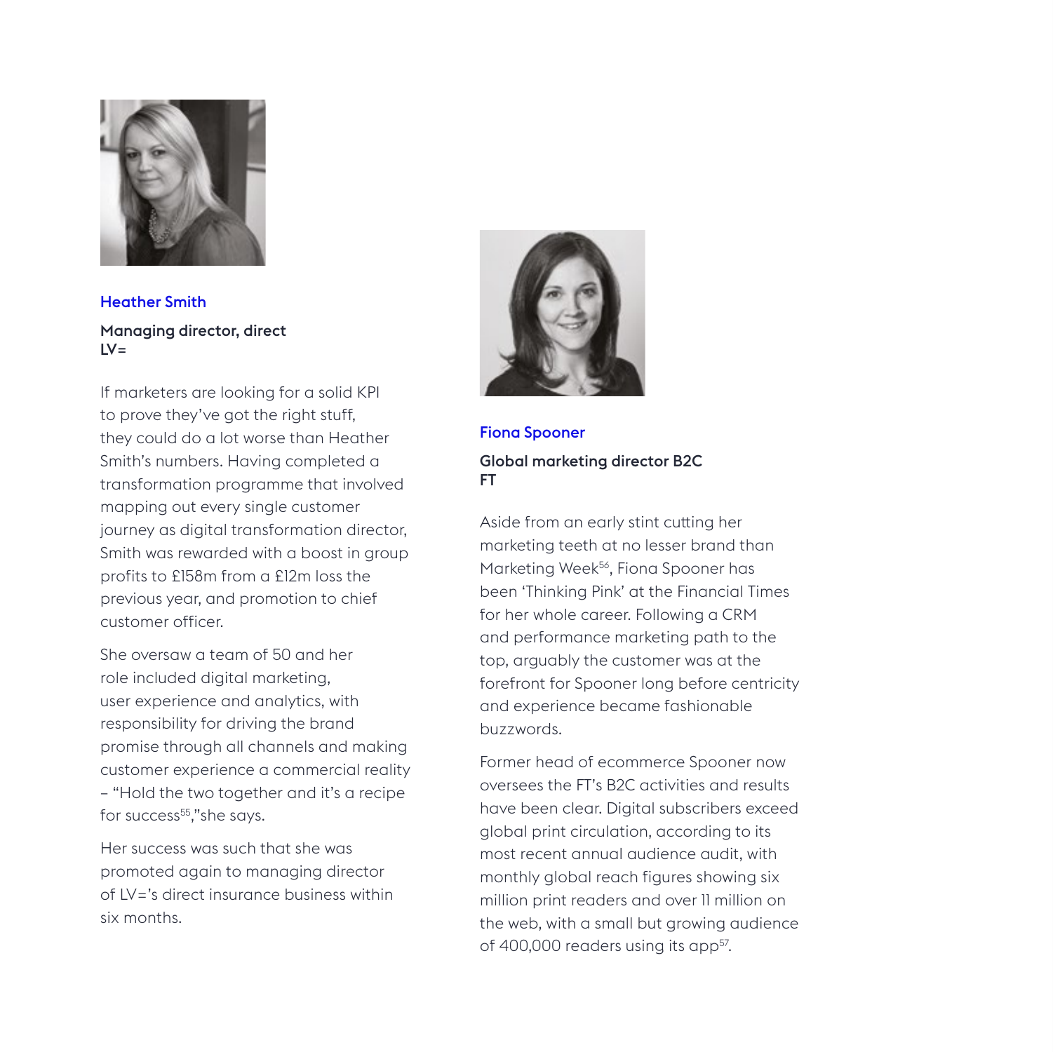## Heather Smith

**Managing director, direct**
**LV=**

If marketers are looking for a solid KPI to prove they've got the right stuff, they could do a lot worse than Heather Smith's numbers. Having completed a transformation programme that involved mapping out every single customer journey as digital transformation director, Smith was rewarded with a boost in group profits to £158m from a £12m loss the previous year, and promotion to chief customer officer.

She oversaw a team of 50 and her role included digital marketing, user experience and analytics, with responsibility for driving the brand promise through all channels and making customer experience a commercial reality – "Hold the two together and it's a recipe for success[55]," she says.

Her success was such that she was promoted again to managing director of LV='s direct insurance business within six months.

## Fiona Spooner

**Global marketing director B2C**
**FT**

Aside from an early stint cutting her marketing teeth at no lesser brand than Marketing Week[56], Fiona Spooner has been 'Thinking Pink' at the Financial Times for her whole career. Following a CRM and performance marketing path to the top, arguably the customer was at the forefront for Spooner long before centricity and experience became fashionable buzzwords.

Former head of ecommerce Spooner now oversees the FT's B2C activities and results have been clear. Digital subscribers exceed global print circulation, according to its most recent annual audience audit, with monthly global reach figures showing six million print readers and over 11 million on the web, with a small but growing audience of 400,000 readers using its app[57].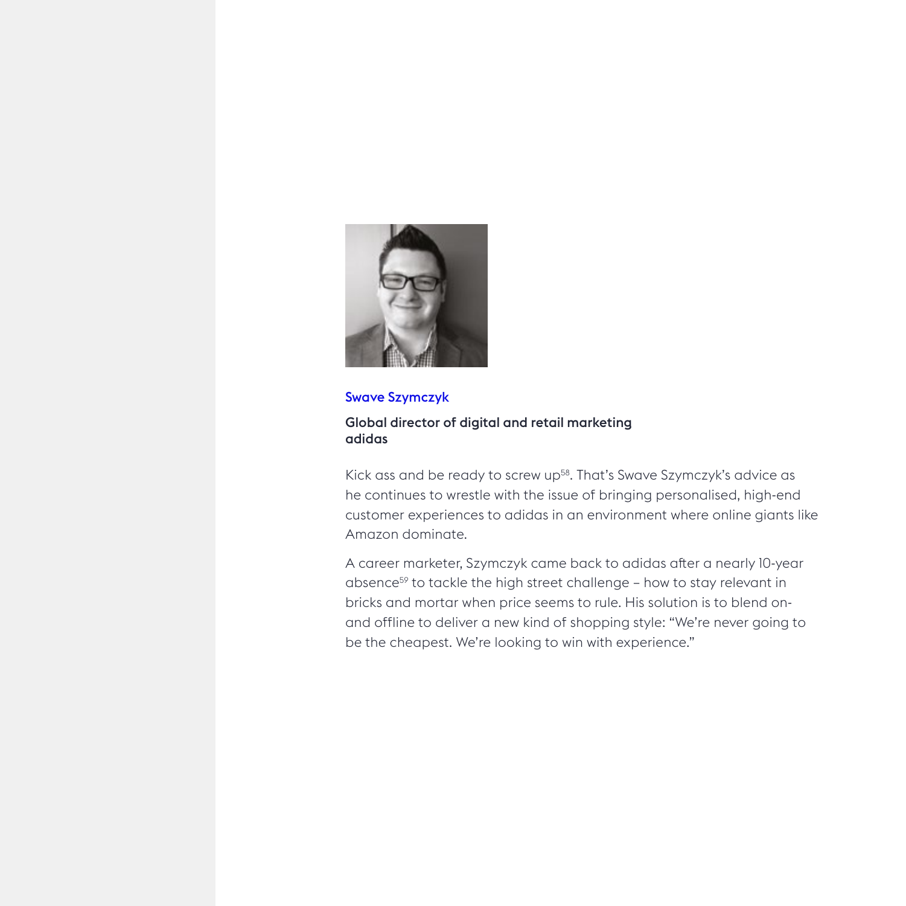Swave Szymczyk

**Global director of digital and retail marketing**
**adidas**

Kick ass and be ready to screw up[58]. That's Swave Szymczyk's advice as he continues to wrestle with the issue of bringing personalised, high-end customer experiences to adidas in an environment where online giants like Amazon dominate.

A career marketer, Szymczyk came back to adidas after a nearly 10-year absence[59] to tackle the high street challenge – how to stay relevant in bricks and mortar when price seems to rule. His solution is to blend on- and offline to deliver a new kind of shopping style: "We're never going to be the cheapest. We're looking to win with experience."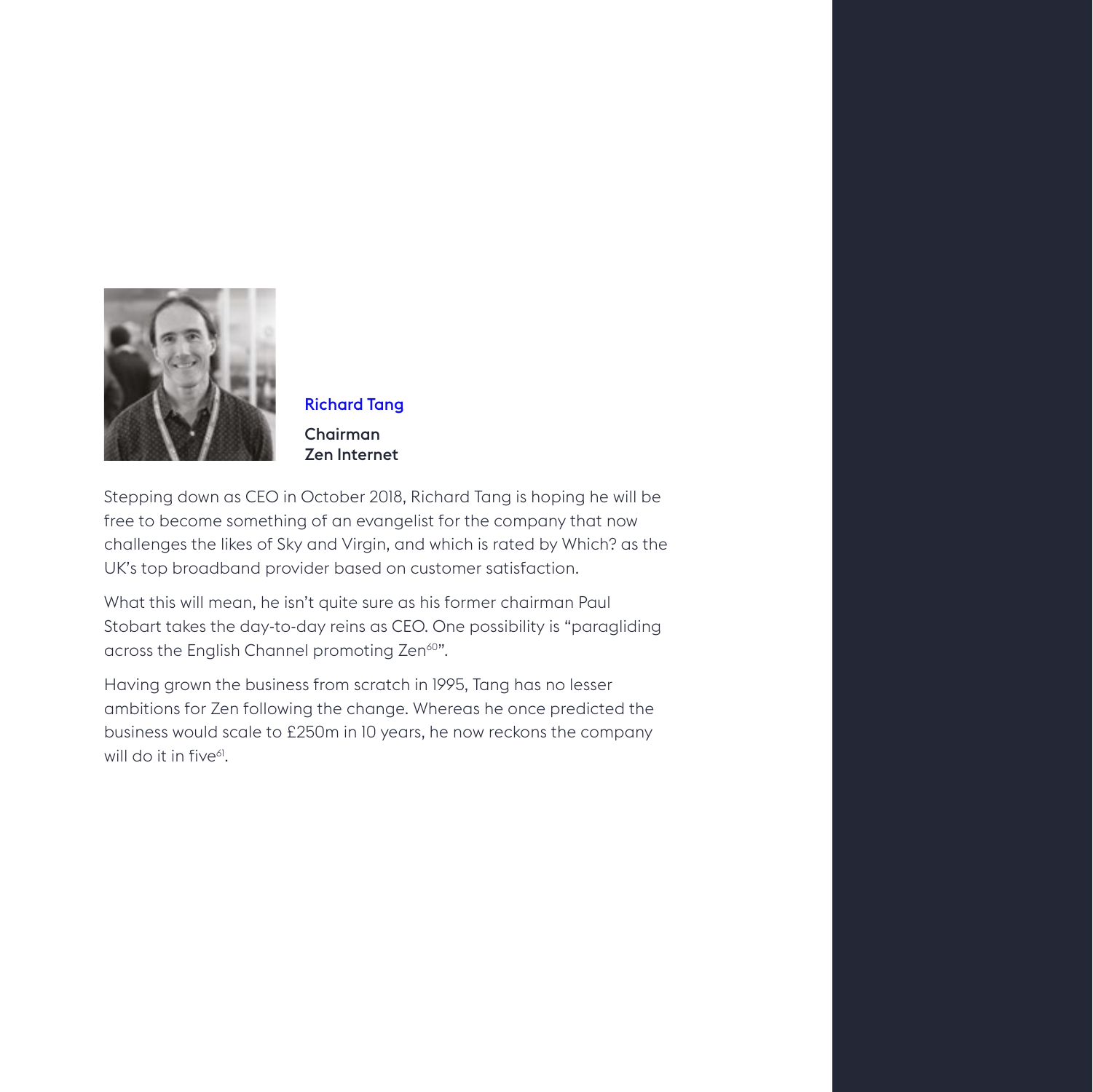**Richard Tang**

**Chairman**
**Zen Internet**

Stepping down as CEO in October 2018, Richard Tang is hoping he will be free to become something of an evangelist for the company that now challenges the likes of Sky and Virgin, and which is rated by Which? as the UK's top broadband provider based on customer satisfaction.

What this will mean, he isn't quite sure as his former chairman Paul Stobart takes the day-to-day reins as CEO. One possibility is "paragliding across the English Channel promoting Zen[60]".

Having grown the business from scratch in 1995, Tang has no lesser ambitions for Zen following the change. Whereas he once predicted the business would scale to £250m in 10 years, he now reckons the company will do it in five[61].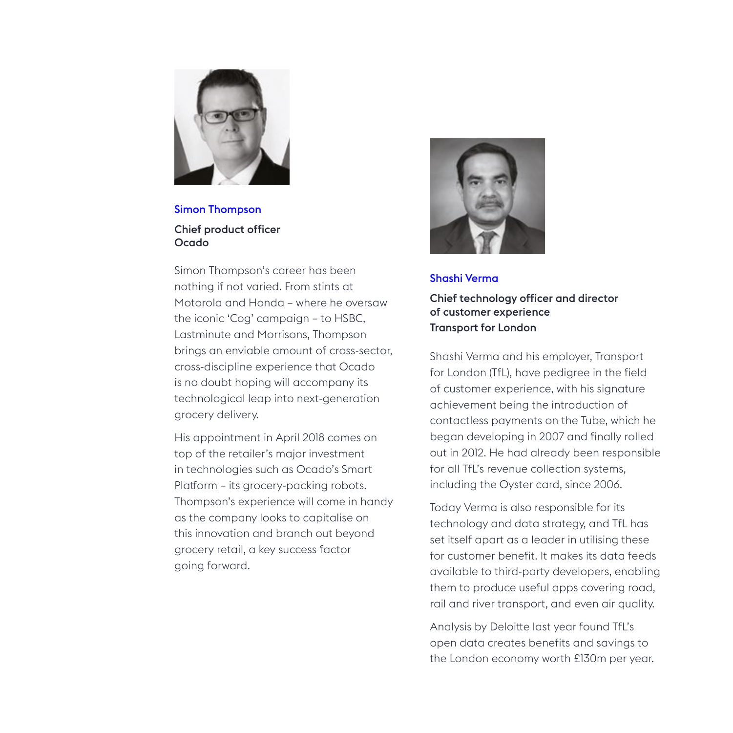## Simon Thompson

**Chief product officer**
**Ocado**

Simon Thompson's career has been nothing if not varied. From stints at Motorola and Honda – where he oversaw the iconic 'Cog' campaign – to HSBC, Lastminute and Morrisons, Thompson brings an enviable amount of cross-sector, cross-discipline experience that Ocado is no doubt hoping will accompany its technological leap into next-generation grocery delivery.

His appointment in April 2018 comes on top of the retailer's major investment in technologies such as Ocado's Smart Platform – its grocery-packing robots. Thompson's experience will come in handy as the company looks to capitalise on this innovation and branch out beyond grocery retail, a key success factor going forward.

## Shashi Verma

**Chief technology officer and director of customer experience**
**Transport for London**

Shashi Verma and his employer, Transport for London (TfL), have pedigree in the field of customer experience, with his signature achievement being the introduction of contactless payments on the Tube, which he began developing in 2007 and finally rolled out in 2012. He had already been responsible for all TfL's revenue collection systems, including the Oyster card, since 2006.

Today Verma is also responsible for its technology and data strategy, and TfL has set itself apart as a leader in utilising these for customer benefit. It makes its data feeds available to third-party developers, enabling them to produce useful apps covering road, rail and river transport, and even air quality.

Analysis by Deloitte last year found TfL's open data creates benefits and savings to the London economy worth £130m per year.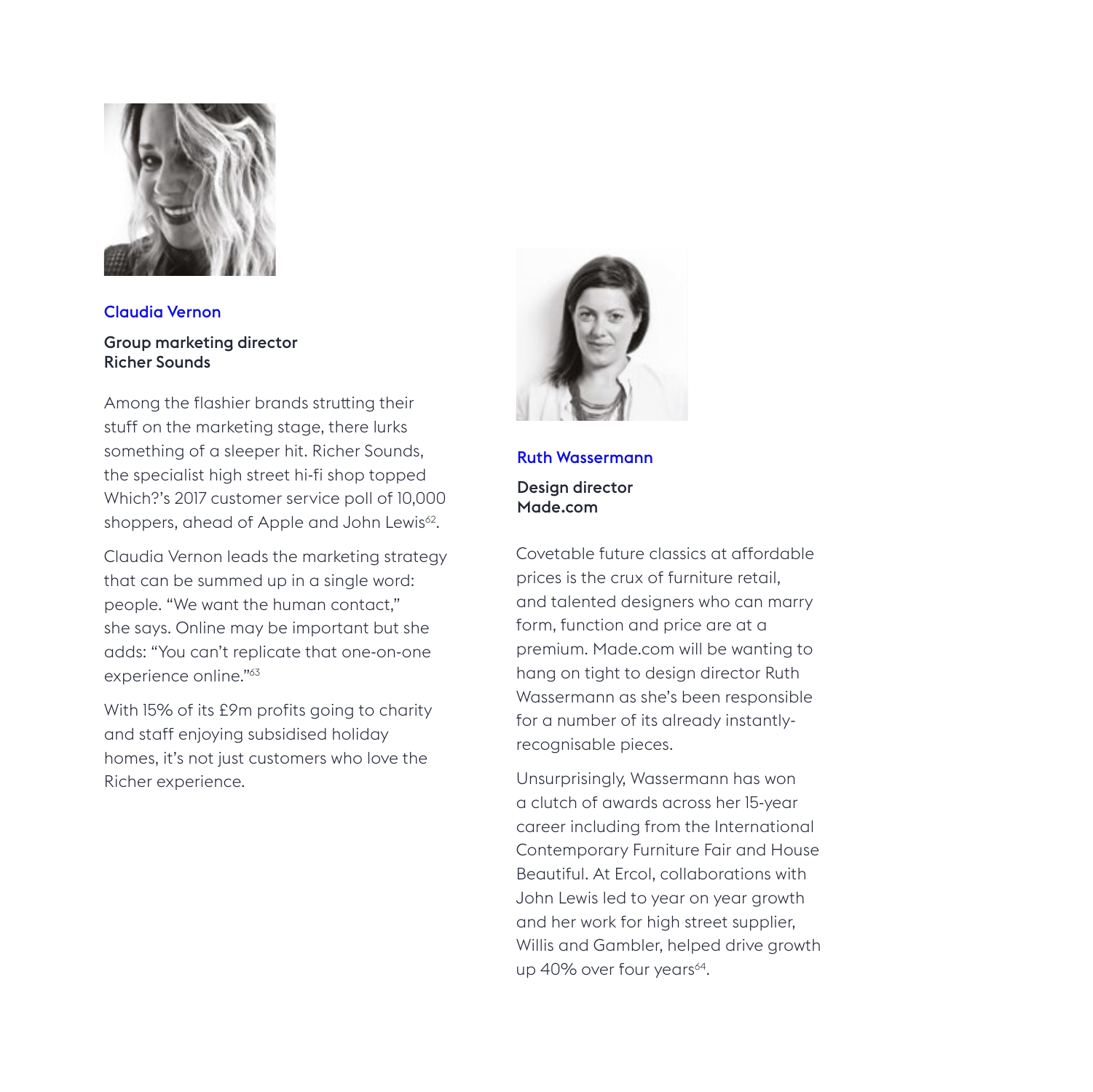## Claudia Vernon

**Group marketing director**
**Richer Sounds**

Among the flashier brands strutting their stuff on the marketing stage, there lurks something of a sleeper hit. Richer Sounds, the specialist high street hi-fi shop topped Which?'s 2017 customer service poll of 10,000 shoppers, ahead of Apple and John Lewis[62].

Claudia Vernon leads the marketing strategy that can be summed up in a single word: people. "We want the human contact," she says. Online may be important but she adds: "You can't replicate that one-on-one experience online."[63]

With 15% of its £9m profits going to charity and staff enjoying subsidised holiday homes, it's not just customers who love the Richer experience.

## Ruth Wassermann

**Design director**
**Made.com**

Covetable future classics at affordable prices is the crux of furniture retail, and talented designers who can marry form, function and price are at a premium. Made.com will be wanting to hang on tight to design director Ruth Wassermann as she's been responsible for a number of its already instantly-recognisable pieces.

Unsurprisingly, Wassermann has won a clutch of awards across her 15-year career including from the International Contemporary Furniture Fair and House Beautiful. At Ercol, collaborations with John Lewis led to year on year growth and her work for high street supplier, Willis and Gambler, helped drive growth up 40% over four years[64].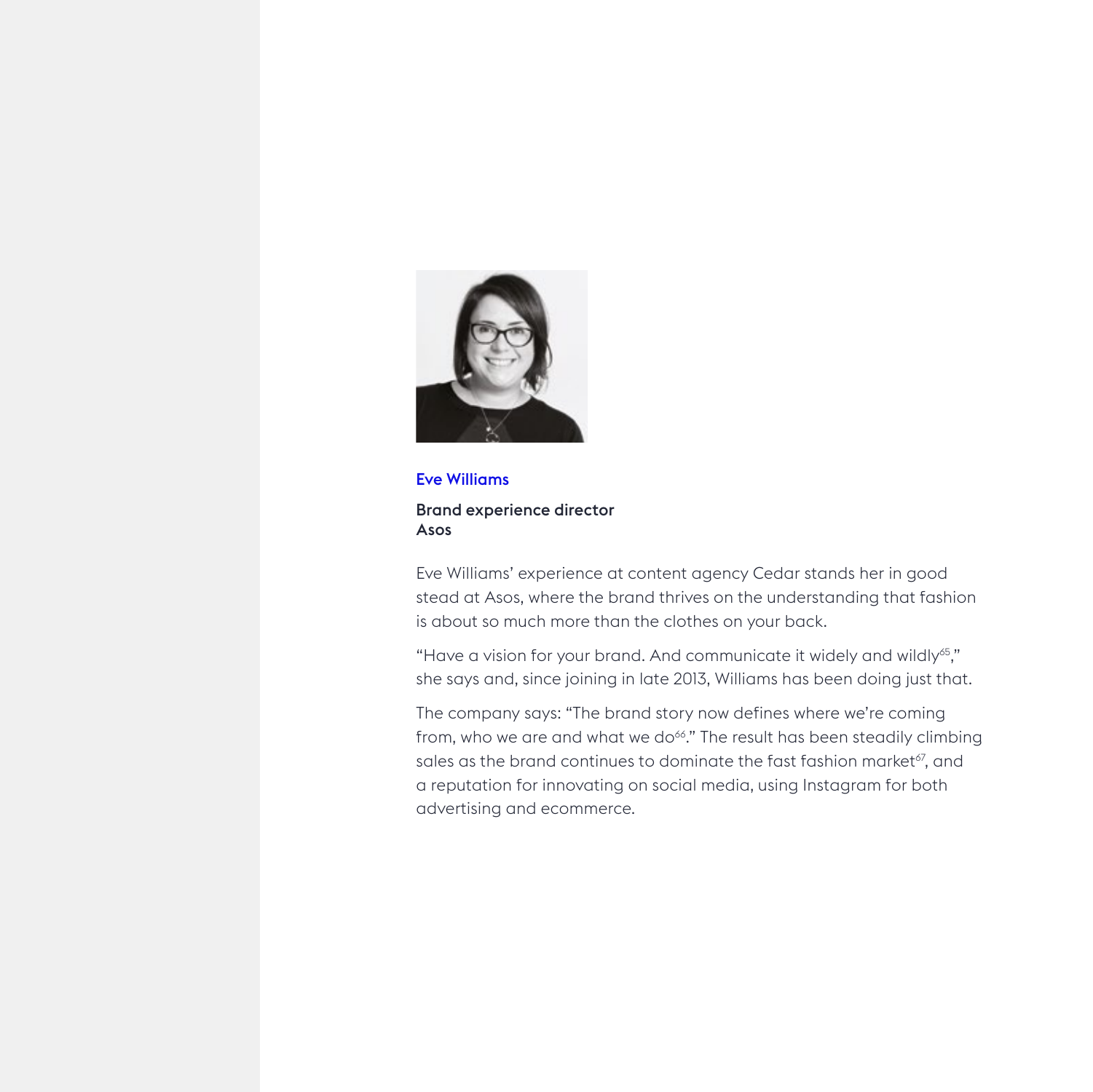## Eve Williams

**Brand experience director**
**Asos**

Eve Williams' experience at content agency Cedar stands her in good stead at Asos, where the brand thrives on the understanding that fashion is about so much more than the clothes on your back.

"Have a vision for your brand. And communicate it widely and wildly[65]," she says and, since joining in late 2013, Williams has been doing just that.

The company says: "The brand story now defines where we're coming from, who we are and what we do[66]." The result has been steadily climbing sales as the brand continues to dominate the fast fashion market[67], and a reputation for innovating on social media, using Instagram for both advertising and ecommerce.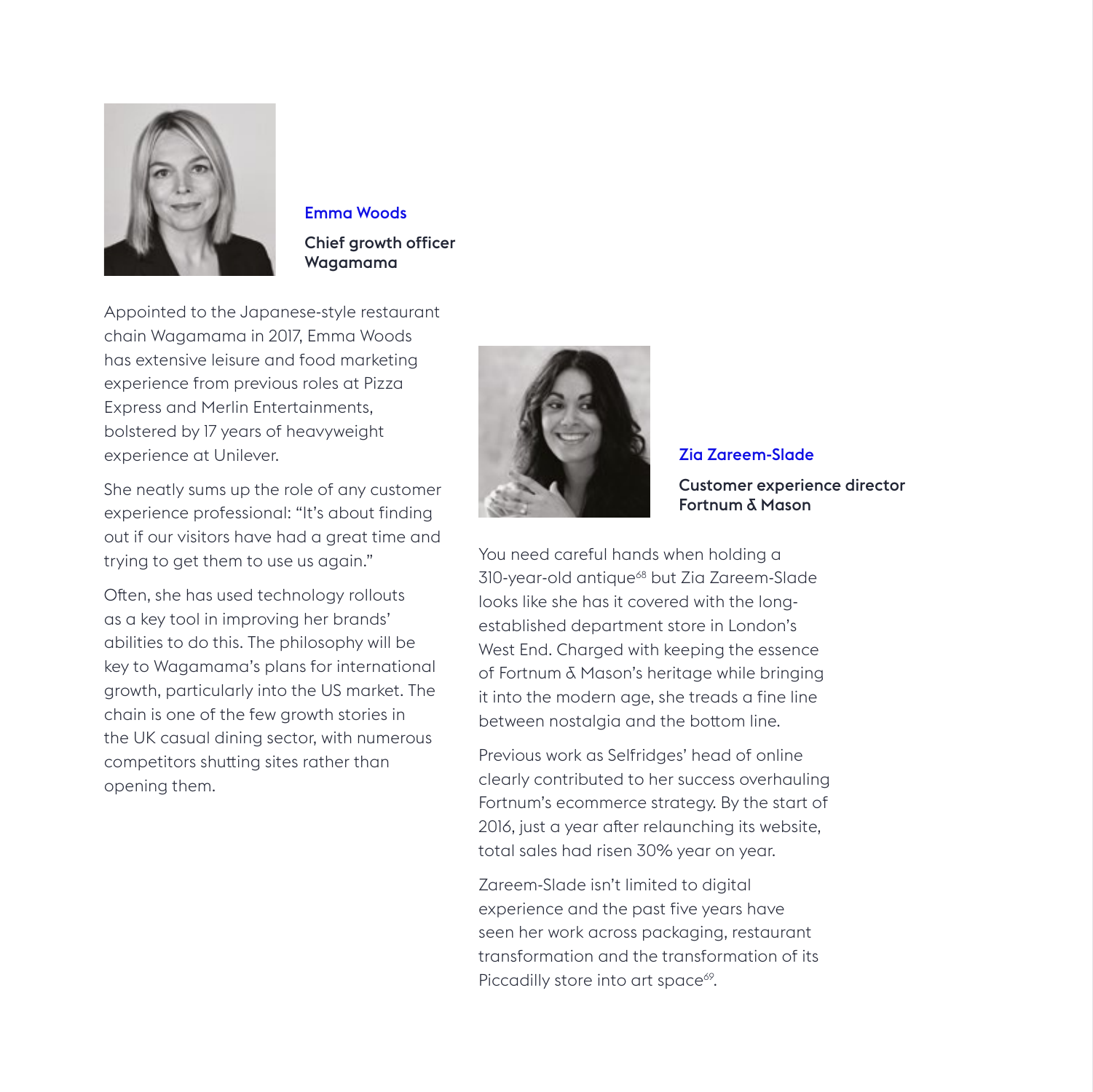## Emma Woods

**Chief growth officer**
**Wagamama**

Appointed to the Japanese-style restaurant chain Wagamama in 2017, Emma Woods has extensive leisure and food marketing experience from previous roles at Pizza Express and Merlin Entertainments, bolstered by 17 years of heavyweight experience at Unilever.

She neatly sums up the role of any customer experience professional: “It’s about finding out if our visitors have had a great time and trying to get them to use us again.”

Often, she has used technology rollouts as a key tool in improving her brands’ abilities to do this. The philosophy will be key to Wagamama’s plans for international growth, particularly into the US market. The chain is one of the few growth stories in the UK casual dining sector, with numerous competitors shutting sites rather than opening them.

## Zia Zareem-Slade

**Customer experience director**
**Fortnum & Mason**

You need careful hands when holding a 310-year-old antique[68] but Zia Zareem-Slade looks like she has it covered with the long-established department store in London’s West End. Charged with keeping the essence of Fortnum & Mason’s heritage while bringing it into the modern age, she treads a fine line between nostalgia and the bottom line.

Previous work as Selfridges’ head of online clearly contributed to her success overhauling Fortnum’s ecommerce strategy. By the start of 2016, just a year after relaunching its website, total sales had risen 30% year on year.

Zareem-Slade isn’t limited to digital experience and the past five years have seen her work across packaging, restaurant transformation and the transformation of its Piccadilly store into art space[69].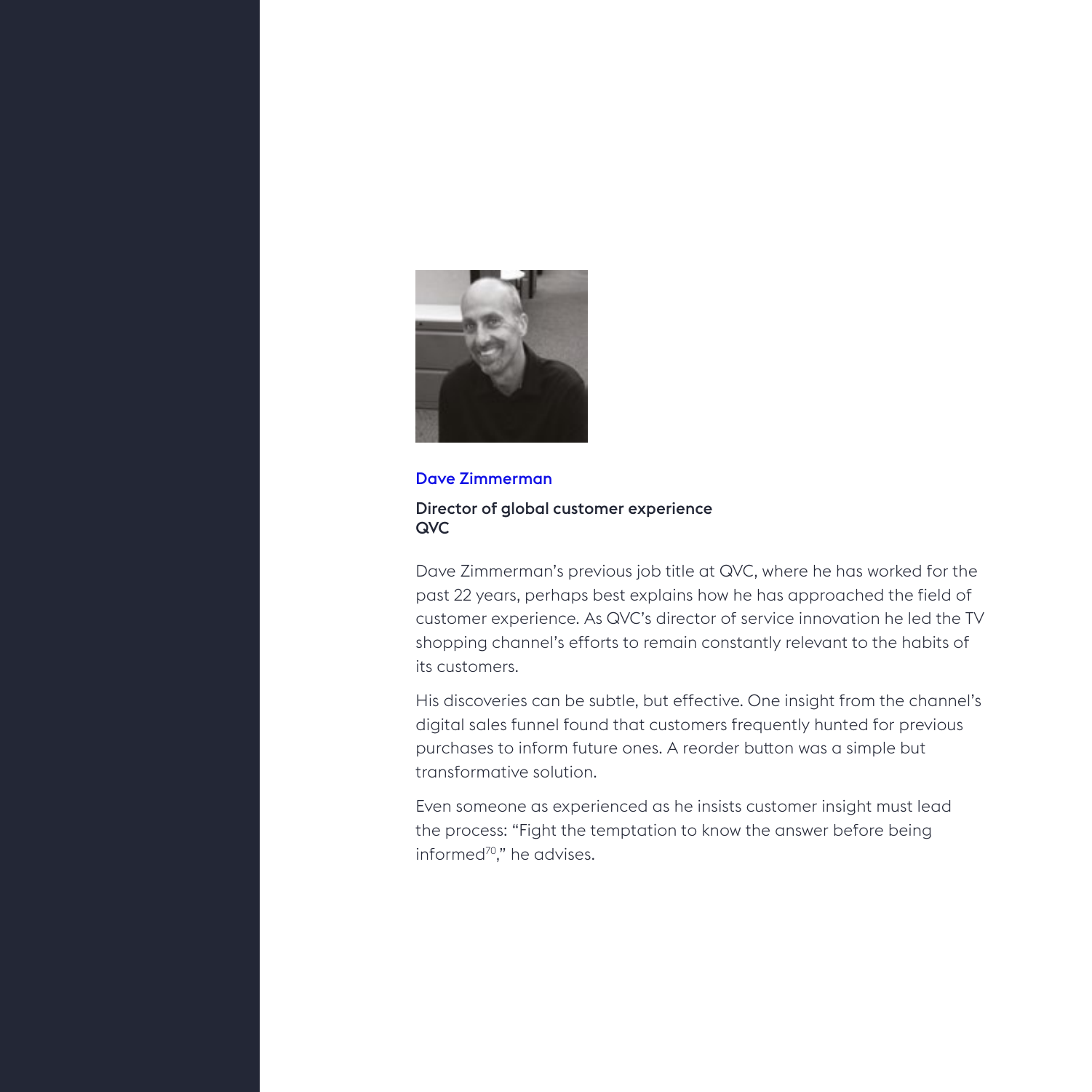**Dave Zimmerman**

**Director of global customer experience**
**QVC**

Dave Zimmerman's previous job title at QVC, where he has worked for the past 22 years, perhaps best explains how he has approached the field of customer experience. As QVC's director of service innovation he led the TV shopping channel's efforts to remain constantly relevant to the habits of its customers.

His discoveries can be subtle, but effective. One insight from the channel's digital sales funnel found that customers frequently hunted for previous purchases to inform future ones. A reorder button was a simple but transformative solution.

Even someone as experienced as he insists customer insight must lead the process: "Fight the temptation to know the answer before being informed[70]," he advises.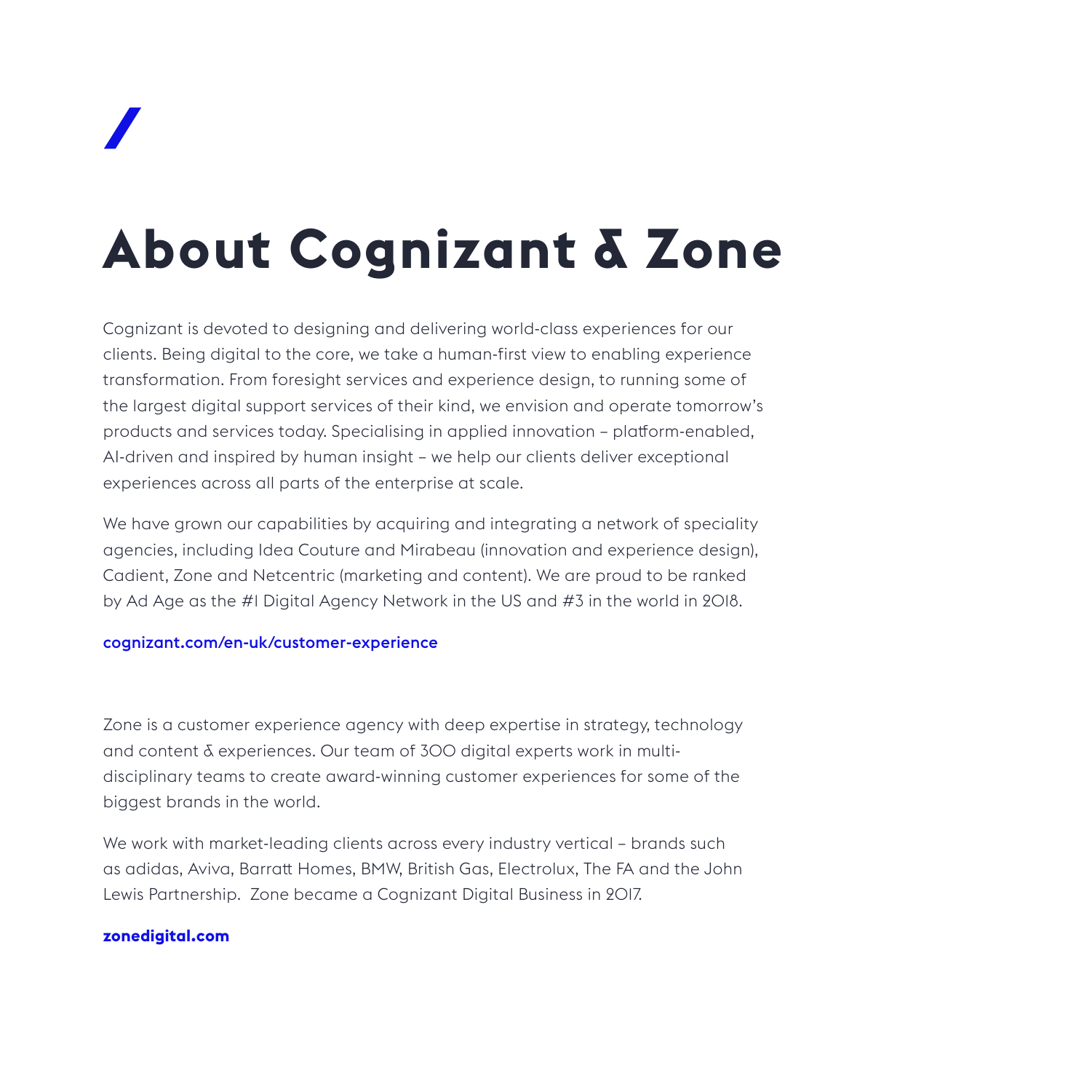# About Cognizant & Zone

Cognizant is devoted to designing and delivering world-class experiences for our clients. Being digital to the core, we take a human-first view to enabling experience transformation. From foresight services and experience design, to running some of the largest digital support services of their kind, we envision and operate tomorrow's products and services today. Specialising in applied innovation – platform-enabled, AI-driven and inspired by human insight – we help our clients deliver exceptional experiences across all parts of the enterprise at scale.

We have grown our capabilities by acquiring and integrating a network of speciality agencies, including Idea Couture and Mirabeau (innovation and experience design), Cadient, Zone and Netcentric (marketing and content). We are proud to be ranked by Ad Age as the #1 Digital Agency Network in the US and #3 in the world in 2018.

**cognizant.com/en-uk/customer-experience**

Zone is a customer experience agency with deep expertise in strategy, technology and content & experiences. Our team of 300 digital experts work in multi-disciplinary teams to create award-winning customer experiences for some of the biggest brands in the world.

We work with market-leading clients across every industry vertical – brands such as adidas, Aviva, Barratt Homes, BMW, British Gas, Electrolux, The FA and the John Lewis Partnership. Zone became a Cognizant Digital Business in 2017.

**zonedigital.com**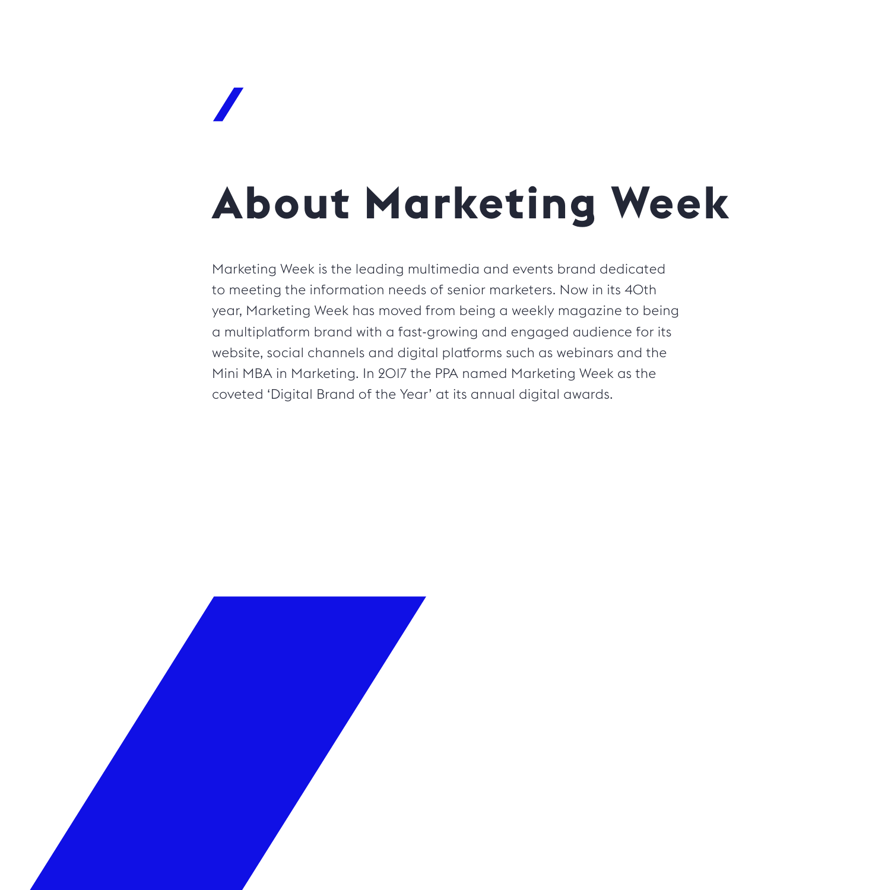# About Marketing Week

Marketing Week is the leading multimedia and events brand dedicated to meeting the information needs of senior marketers. Now in its 40th year, Marketing Week has moved from being a weekly magazine to being a multiplatform brand with a fast-growing and engaged audience for its website, social channels and digital platforms such as webinars and the Mini MBA in Marketing. In 2017 the PPA named Marketing Week as the coveted 'Digital Brand of the Year' at its annual digital awards.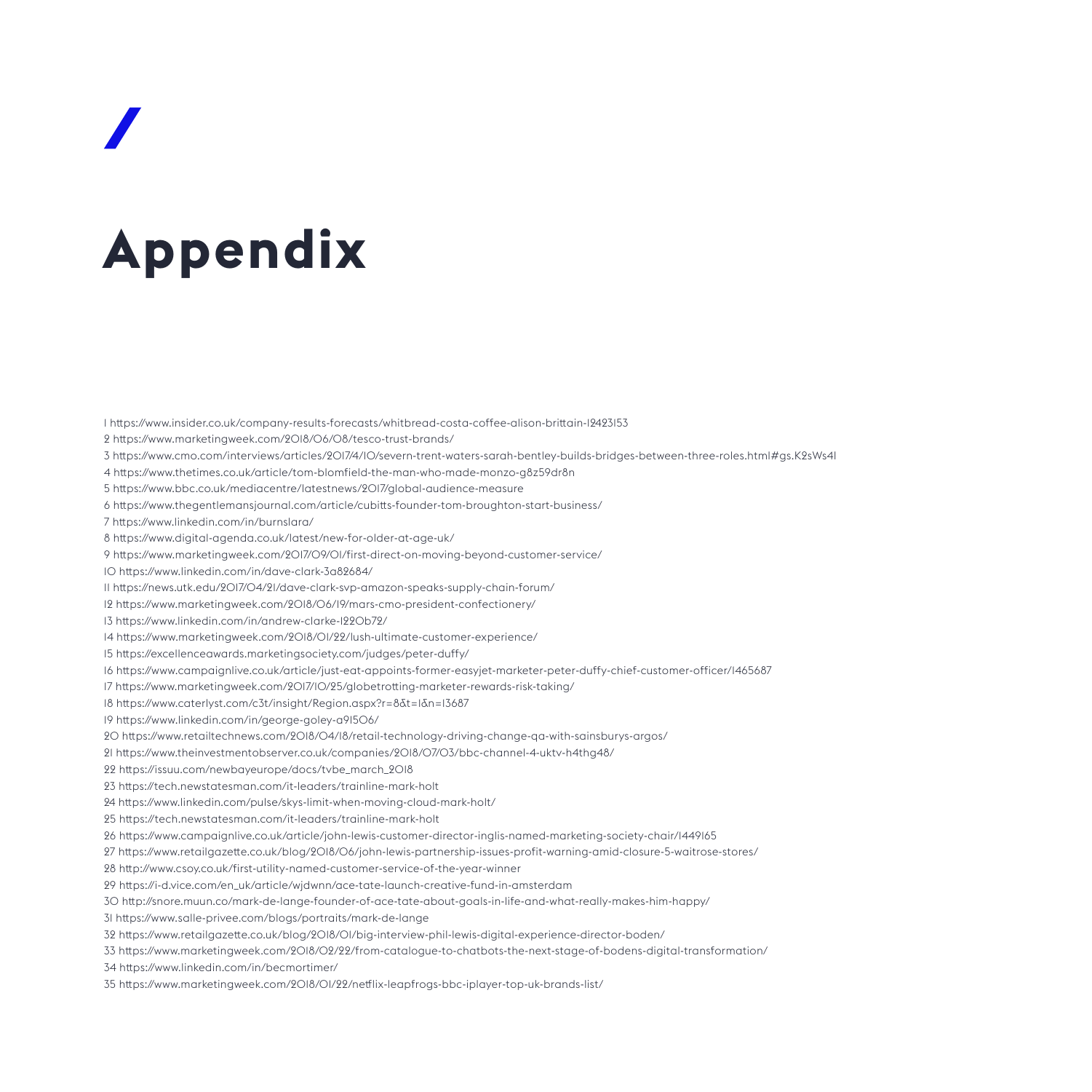/

# Appendix

1 https://www.insider.co.uk/company-results-forecasts/whitbread-costa-coffee-alison-brittain-12423153
2 https://www.marketingweek.com/2018/06/08/tesco-trust-brands/
3 https://www.cmo.com/interviews/articles/2017/4/10/severn-trent-waters-sarah-bentley-builds-bridges-between-three-roles.html#gs.K2sWs4I
4 https://www.thetimes.co.uk/article/tom-blomfield-the-man-who-made-monzo-g8z59dr8n
5 https://www.bbc.co.uk/mediacentre/latestnews/2017/global-audience-measure
6 https://www.thegentlemansjournal.com/article/cubitts-founder-tom-broughton-start-business/
7 https://www.linkedin.com/in/burnslara/
8 https://www.digital-agenda.co.uk/latest/new-for-older-at-age-uk/
9 https://www.marketingweek.com/2017/09/01/first-direct-on-moving-beyond-customer-service/
10 https://www.linkedin.com/in/dave-clark-3a82684/
11 https://news.utk.edu/2017/04/21/dave-clark-svp-amazon-speaks-supply-chain-forum/
12 https://www.marketingweek.com/2018/06/19/mars-cmo-president-confectionery/
13 https://www.linkedin.com/in/andrew-clarke-1220b72/
14 https://www.marketingweek.com/2018/01/22/lush-ultimate-customer-experience/
15 https://excellenceawards.marketingsociety.com/judges/peter-duffy/
16 https://www.campaignlive.co.uk/article/just-eat-appoints-former-easyjet-marketer-peter-duffy-chief-customer-officer/1465687
17 https://www.marketingweek.com/2017/10/25/globetrotting-marketer-rewards-risk-taking/
18 https://www.caterlyst.com/c3t/insight/Region.aspx?r=8&t=1&n=13687
19 https://www.linkedin.com/in/george-goley-a91506/
20 https://www.retailtechnews.com/2018/04/18/retail-technology-driving-change-qa-with-sainsburys-argos/
21 https://www.theinvestmentobserver.co.uk/companies/2018/07/03/bbc-channel-4-uktv-h4thg48/
22 https://issuu.com/newbayeurope/docs/tvbe_march_2018
23 https://tech.newstatesman.com/it-leaders/trainline-mark-holt
24 https://www.linkedin.com/pulse/skys-limit-when-moving-cloud-mark-holt/
25 https://tech.newstatesman.com/it-leaders/trainline-mark-holt
26 https://www.campaignlive.co.uk/article/john-lewis-customer-director-inglis-named-marketing-society-chair/1449165
27 https://www.retailgazette.co.uk/blog/2018/06/john-lewis-partnership-issues-profit-warning-amid-closure-5-waitrose-stores/
28 http://www.csoy.co.uk/first-utility-named-customer-service-of-the-year-winner
29 https://i-d.vice.com/en_uk/article/wjdwnn/ace-tate-launch-creative-fund-in-amsterdam
30 http://snore.muun.co/mark-de-lange-founder-of-ace-tate-about-goals-in-life-and-what-really-makes-him-happy/
31 https://www.salle-privee.com/blogs/portraits/mark-de-lange
32 https://www.retailgazette.co.uk/blog/2018/01/big-interview-phil-lewis-digital-experience-director-boden/
33 https://www.marketingweek.com/2018/02/22/from-catalogue-to-chatbots-the-next-stage-of-bodens-digital-transformation/
34 https://www.linkedin.com/in/becmortimer/
35 https://www.marketingweek.com/2018/01/22/netflix-leapfrogs-bbc-iplayer-top-uk-brands-list/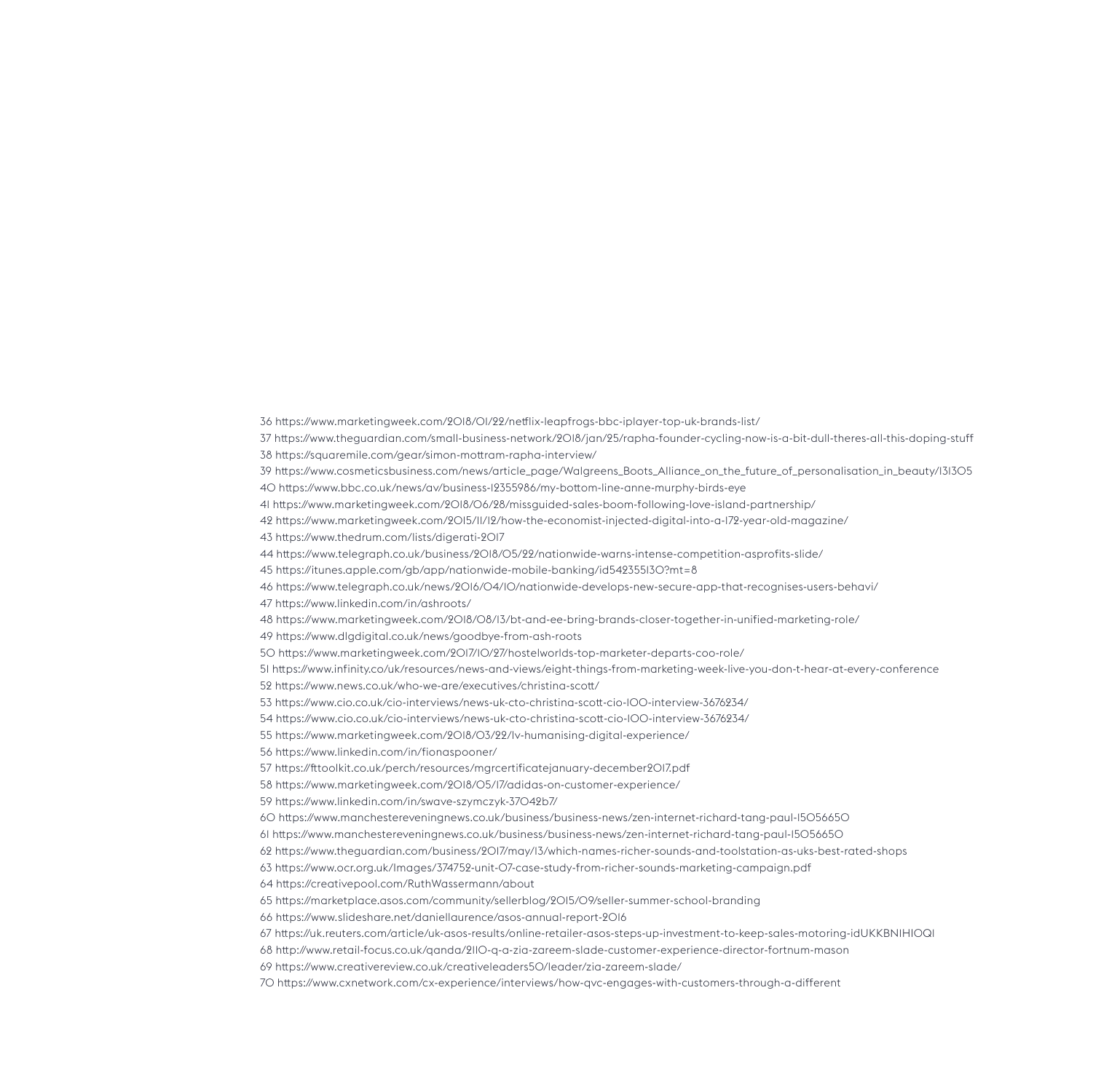36 https://www.marketingweek.com/2018/01/22/netflix-leapfrogs-bbc-iplayer-top-uk-brands-list/

37 https://www.theguardian.com/small-business-network/2018/jan/25/rapha-founder-cycling-now-is-a-bit-dull-theres-all-this-doping-stuff

38 https://squaremile.com/gear/simon-mottram-rapha-interview/

39 https://www.cosmeticsbusiness.com/news/article_page/Walgreens_Boots_Alliance_on_the_future_of_personalisation_in_beauty/131305

40 https://www.bbc.co.uk/news/av/business-12355986/my-bottom-line-anne-murphy-birds-eye

41 https://www.marketingweek.com/2018/06/28/missguided-sales-boom-following-love-island-partnership/

42 https://www.marketingweek.com/2015/11/12/how-the-economist-injected-digital-into-a-172-year-old-magazine/

43 https://www.thedrum.com/lists/digerati-2017

44 https://www.telegraph.co.uk/business/2018/05/22/nationwide-warns-intense-competition-asprofits-slide/

45 https://itunes.apple.com/gb/app/nationwide-mobile-banking/id542355130?mt=8

46 https://www.telegraph.co.uk/news/2016/04/10/nationwide-develops-new-secure-app-that-recognises-users-behavi/

47 https://www.linkedin.com/in/ashroots/

48 https://www.marketingweek.com/2018/08/13/bt-and-ee-bring-brands-closer-together-in-unified-marketing-role/

49 https://www.dlgdigital.co.uk/news/goodbye-from-ash-roots

50 https://www.marketingweek.com/2017/10/27/hostelworlds-top-marketer-departs-coo-role/

51 https://www.infinity.co/uk/resources/news-and-views/eight-things-from-marketing-week-live-you-don-t-hear-at-every-conference

52 https://www.news.co.uk/who-we-are/executives/christina-scott/

53 https://www.cio.co.uk/cio-interviews/news-uk-cto-christina-scott-cio-100-interview-3676234/

54 https://www.cio.co.uk/cio-interviews/news-uk-cto-christina-scott-cio-100-interview-3676234/

55 https://www.marketingweek.com/2018/03/22/lv-humanising-digital-experience/

56 https://www.linkedin.com/in/fionaspooner/

57 https://fttoolkit.co.uk/perch/resources/mgrcertificatejanuary-december2017.pdf

58 https://www.marketingweek.com/2018/05/17/adidas-on-customer-experience/

59 https://www.linkedin.com/in/swave-szymczyk-37042b7/

60 https://www.manchestereveningnews.co.uk/business/business-news/zen-internet-richard-tang-paul-15056650

61 https://www.manchestereveningnews.co.uk/business/business-news/zen-internet-richard-tang-paul-15056650

62 https://www.theguardian.com/business/2017/may/13/which-names-richer-sounds-and-toolstation-as-uks-best-rated-shops

63 https://www.ocr.org.uk/Images/374752-unit-07-case-study-from-richer-sounds-marketing-campaign.pdf

64 https://creativepool.com/RuthWassermann/about

65 https://marketplace.asos.com/community/sellerblog/2015/09/seller-summer-school-branding

66 https://www.slideshare.net/daniellaurence/asos-annual-report-2016

67 https://uk.reuters.com/article/uk-asos-results/online-retailer-asos-steps-up-investment-to-keep-sales-motoring-idUKKBN1H10Q1

68 http://www.retail-focus.co.uk/qanda/2110-q-a-zia-zareem-slade-customer-experience-director-fortnum-mason

69 https://www.creativereview.co.uk/creativeleaders50/leader/zia-zareem-slade/

70 https://www.cxnetwork.com/cx-experience/interviews/how-qvc-engages-with-customers-through-a-different